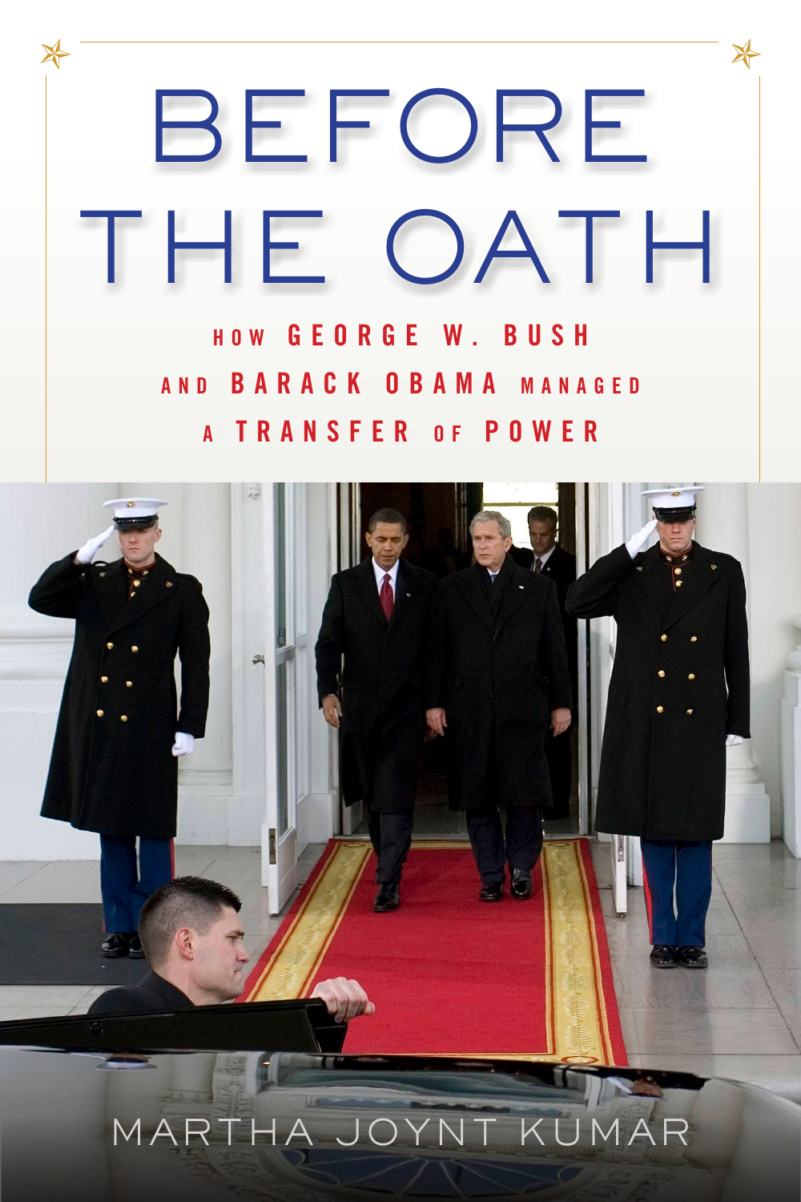# BEFORE THE OATH

## HOW GEORGE W. BUSH AND BARACK OBAMA MANAGED A TRANSFER OF POWER

MARTHA JOYNT KUMAR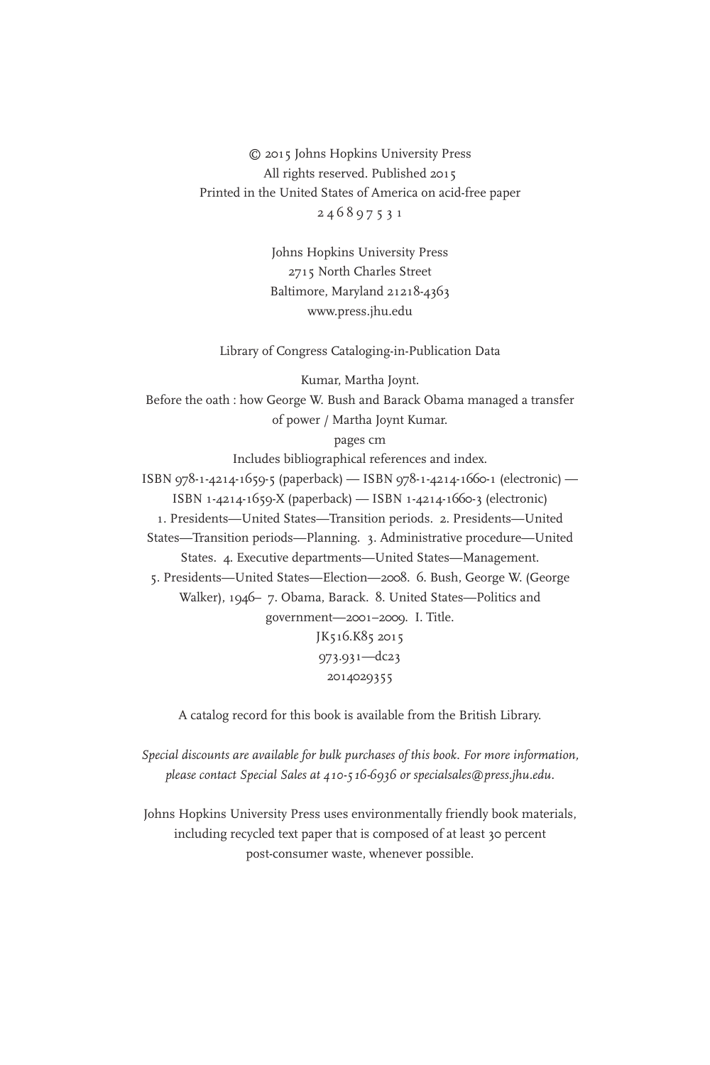© 2015 Johns Hopkins University Press
All rights reserved. Published 2015
Printed in the United States of America on acid-free paper
2 4 6 8 9 7 5 3 1

Johns Hopkins University Press
2715 North Charles Street
Baltimore, Maryland 21218-4363
www.press.jhu.edu

Library of Congress Cataloging-in-Publication Data

Kumar, Martha Joynt.
Before the oath : how George W. Bush and Barack Obama managed a transfer of power / Martha Joynt Kumar.
pages cm
Includes bibliographical references and index.
ISBN 978-1-4214-1659-5 (paperback) — ISBN 978-1-4214-1660-1 (electronic) — ISBN 1-4214-1659-X (paperback) — ISBN 1-4214-1660-3 (electronic)
1. Presidents—United States—Transition periods. 2. Presidents—United States—Transition periods—Planning. 3. Administrative procedure—United States. 4. Executive departments—United States—Management. 5. Presidents—United States—Election—2008. 6. Bush, George W. (George Walker), 1946– 7. Obama, Barack. 8. United States—Politics and government—2001–2009. I. Title.
JK516.K85 2015
973.931—dc23
2014029355

A catalog record for this book is available from the British Library.

*Special discounts are available for bulk purchases of this book. For more information, please contact Special Sales at 410-516-6936 or specialsales@press.jhu.edu.*

Johns Hopkins University Press uses environmentally friendly book materials, including recycled text paper that is composed of at least 30 percent post-consumer waste, whenever possible.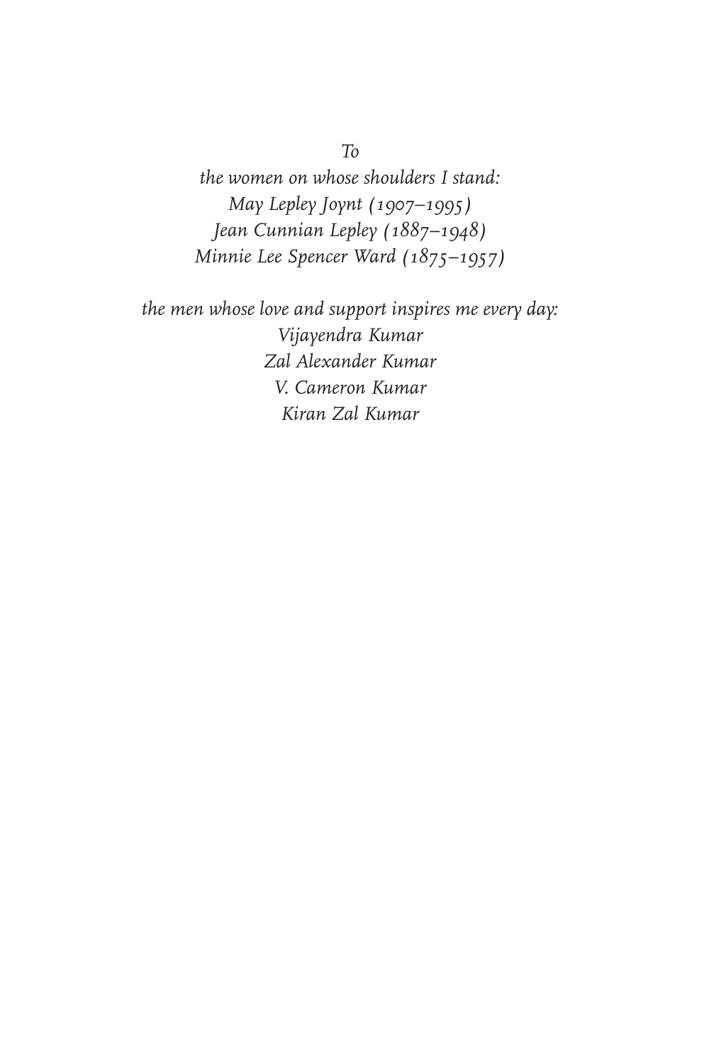*To*

*the women on whose shoulders I stand:*
*May Lepley Joynt (1907–1995)*
*Jean Cunnian Lepley (1887–1948)*
*Minnie Lee Spencer Ward (1875–1957)*

*the men whose love and support inspires me every day:*
*Vijayendra Kumar*
*Zal Alexander Kumar*
*V. Cameron Kumar*
*Kiran Zal Kumar*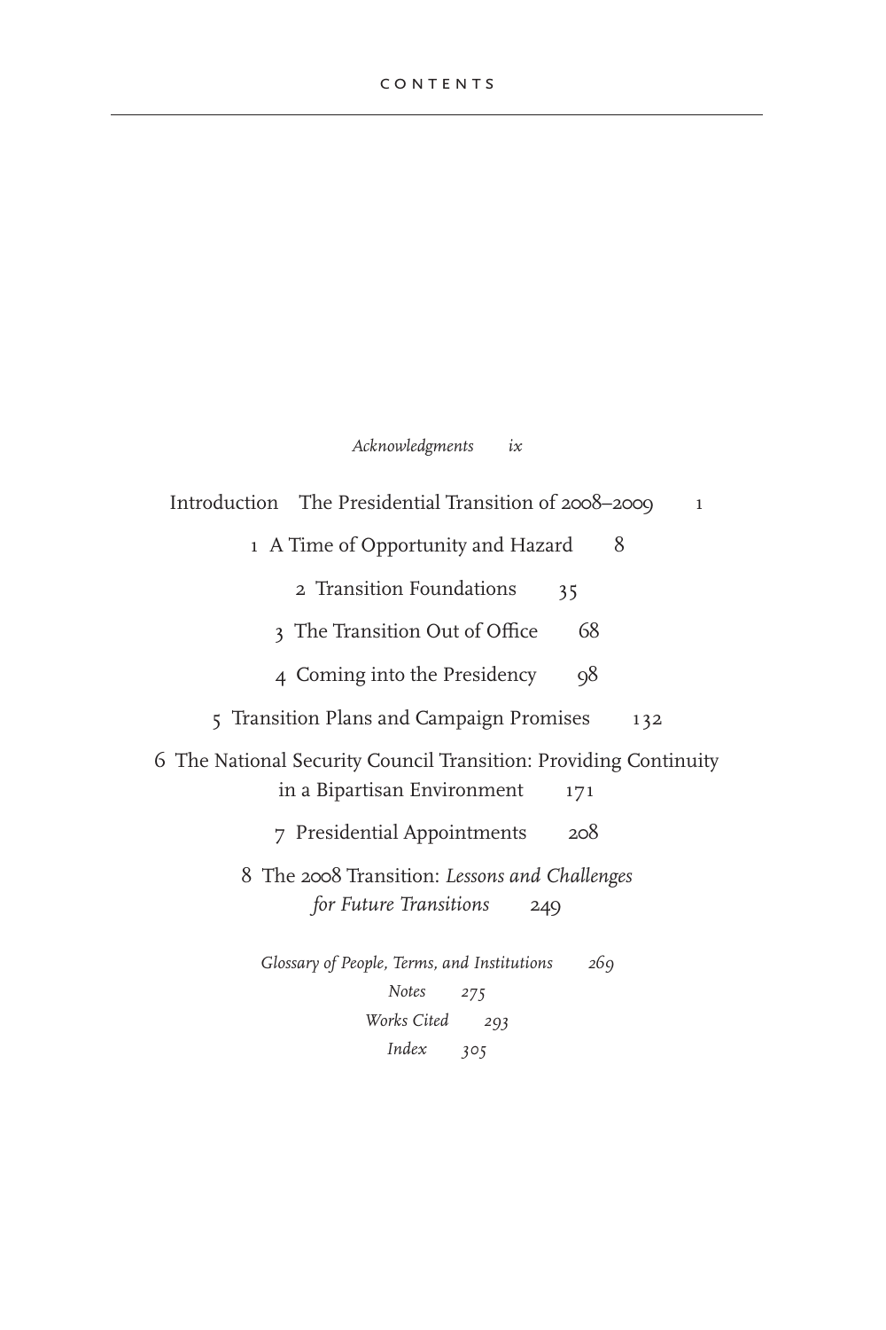# CONTENTS

*Acknowledgments* ix

Introduction The Presidential Transition of 2008–2009 1

1 A Time of Opportunity and Hazard 8

2 Transition Foundations 35

3 The Transition Out of Office 68

4 Coming into the Presidency 98

5 Transition Plans and Campaign Promises 132

6 The National Security Council Transition: Providing Continuity in a Bipartisan Environment 171

7 Presidential Appointments 208

8 The 2008 Transition: *Lessons and Challenges for Future Transitions* 249

*Glossary of People, Terms, and Institutions* 269

*Notes* 275

*Works Cited* 293

*Index* 305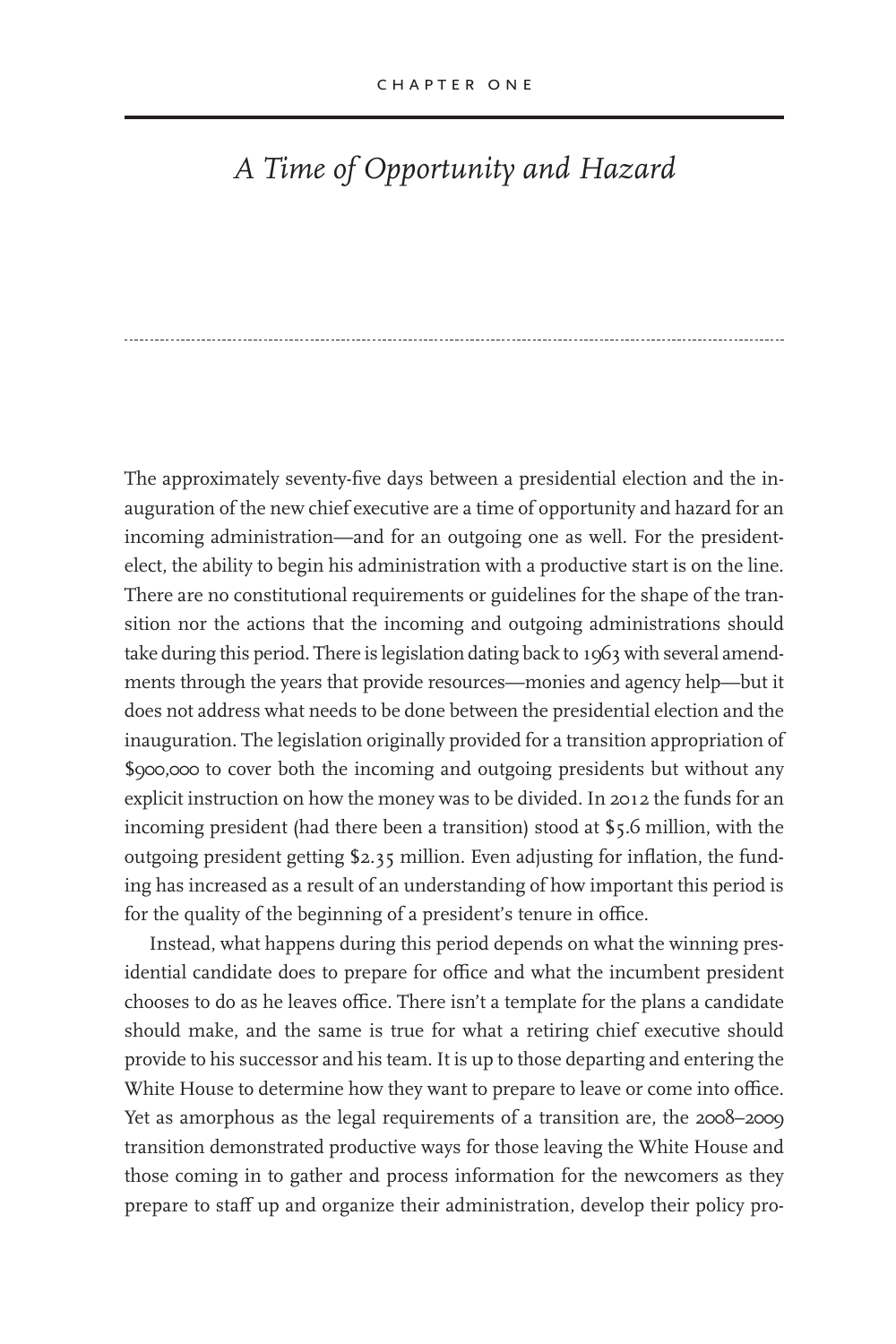CHAPTER ONE

# A Time of Opportunity and Hazard

The approximately seventy-five days between a presidential election and the inauguration of the new chief executive are a time of opportunity and hazard for an incoming administration—and for an outgoing one as well. For the president-elect, the ability to begin his administration with a productive start is on the line. There are no constitutional requirements or guidelines for the shape of the transition nor the actions that the incoming and outgoing administrations should take during this period. There is legislation dating back to 1963 with several amendments through the years that provide resources—monies and agency help—but it does not address what needs to be done between the presidential election and the inauguration. The legislation originally provided for a transition appropriation of $900,000 to cover both the incoming and outgoing presidents but without any explicit instruction on how the money was to be divided. In 2012 the funds for an incoming president (had there been a transition) stood at $5.6 million, with the outgoing president getting $2.35 million. Even adjusting for inflation, the funding has increased as a result of an understanding of how important this period is for the quality of the beginning of a president's tenure in office.

Instead, what happens during this period depends on what the winning presidential candidate does to prepare for office and what the incumbent president chooses to do as he leaves office. There isn't a template for the plans a candidate should make, and the same is true for what a retiring chief executive should provide to his successor and his team. It is up to those departing and entering the White House to determine how they want to prepare to leave or come into office. Yet as amorphous as the legal requirements of a transition are, the 2008–2009 transition demonstrated productive ways for those leaving the White House and those coming in to gather and process information for the newcomers as they prepare to staff up and organize their administration, develop their policy pro-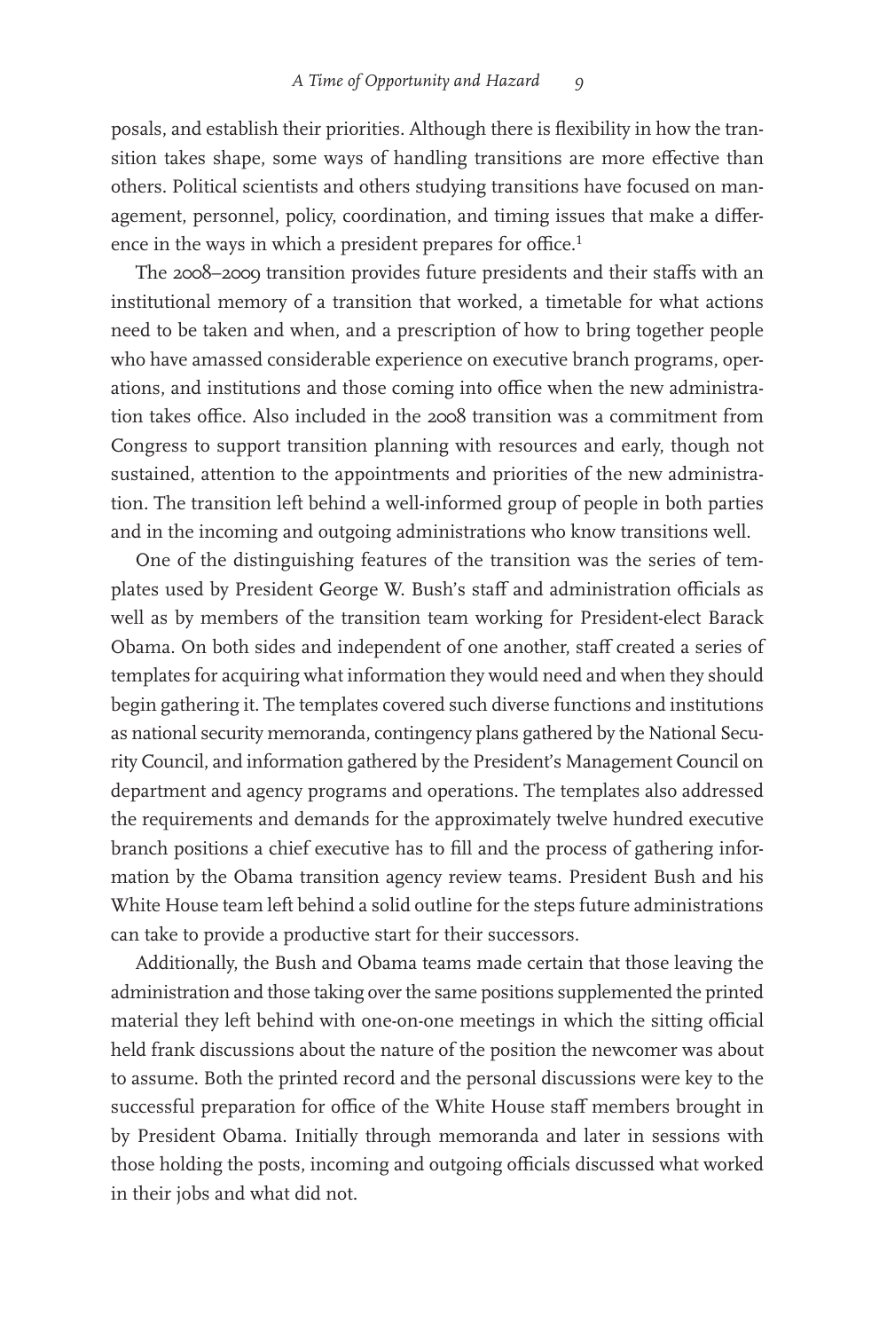posals, and establish their priorities. Although there is flexibility in how the transition takes shape, some ways of handling transitions are more effective than others. Political scientists and others studying transitions have focused on management, personnel, policy, coordination, and timing issues that make a difference in the ways in which a president prepares for office.[1]

The 2008–2009 transition provides future presidents and their staffs with an institutional memory of a transition that worked, a timetable for what actions need to be taken and when, and a prescription of how to bring together people who have amassed considerable experience on executive branch programs, operations, and institutions and those coming into office when the new administration takes office. Also included in the 2008 transition was a commitment from Congress to support transition planning with resources and early, though not sustained, attention to the appointments and priorities of the new administration. The transition left behind a well-informed group of people in both parties and in the incoming and outgoing administrations who know transitions well.

One of the distinguishing features of the transition was the series of templates used by President George W. Bush's staff and administration officials as well as by members of the transition team working for President-elect Barack Obama. On both sides and independent of one another, staff created a series of templates for acquiring what information they would need and when they should begin gathering it. The templates covered such diverse functions and institutions as national security memoranda, contingency plans gathered by the National Security Council, and information gathered by the President's Management Council on department and agency programs and operations. The templates also addressed the requirements and demands for the approximately twelve hundred executive branch positions a chief executive has to fill and the process of gathering information by the Obama transition agency review teams. President Bush and his White House team left behind a solid outline for the steps future administrations can take to provide a productive start for their successors.

Additionally, the Bush and Obama teams made certain that those leaving the administration and those taking over the same positions supplemented the printed material they left behind with one-on-one meetings in which the sitting official held frank discussions about the nature of the position the newcomer was about to assume. Both the printed record and the personal discussions were key to the successful preparation for office of the White House staff members brought in by President Obama. Initially through memoranda and later in sessions with those holding the posts, incoming and outgoing officials discussed what worked in their jobs and what did not.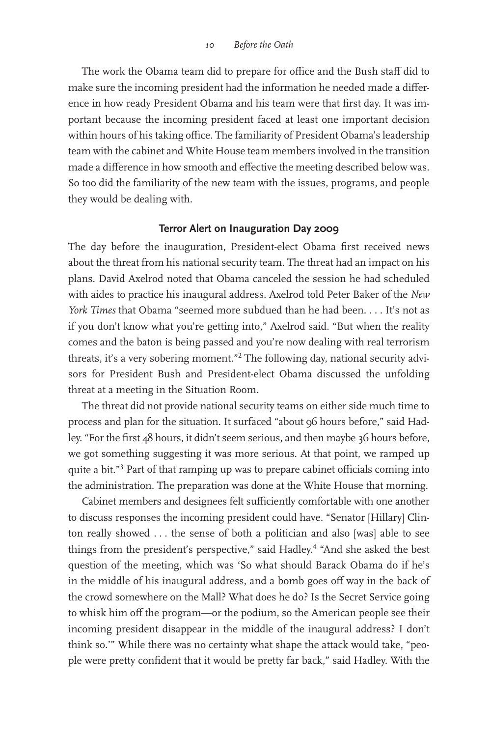The work the Obama team did to prepare for office and the Bush staff did to make sure the incoming president had the information he needed made a difference in how ready President Obama and his team were that first day. It was important because the incoming president faced at least one important decision within hours of his taking office. The familiarity of President Obama's leadership team with the cabinet and White House team members involved in the transition made a difference in how smooth and effective the meeting described below was. So too did the familiarity of the new team with the issues, programs, and people they would be dealing with.

### Terror Alert on Inauguration Day 2009

The day before the inauguration, President-elect Obama first received news about the threat from his national security team. The threat had an impact on his plans. David Axelrod noted that Obama canceled the session he had scheduled with aides to practice his inaugural address. Axelrod told Peter Baker of the *New York Times* that Obama "seemed more subdued than he had been. . . . It's not as if you don't know what you're getting into," Axelrod said. "But when the reality comes and the baton is being passed and you're now dealing with real terrorism threats, it's a very sobering moment."[2] The following day, national security advisors for President Bush and President-elect Obama discussed the unfolding threat at a meeting in the Situation Room.

The threat did not provide national security teams on either side much time to process and plan for the situation. It surfaced "about 96 hours before," said Hadley. "For the first 48 hours, it didn't seem serious, and then maybe 36 hours before, we got something suggesting it was more serious. At that point, we ramped up quite a bit."[3] Part of that ramping up was to prepare cabinet officials coming into the administration. The preparation was done at the White House that morning.

Cabinet members and designees felt sufficiently comfortable with one another to discuss responses the incoming president could have. "Senator [Hillary] Clinton really showed . . . the sense of both a politician and also [was] able to see things from the president's perspective," said Hadley.[4] "And she asked the best question of the meeting, which was 'So what should Barack Obama do if he's in the middle of his inaugural address, and a bomb goes off way in the back of the crowd somewhere on the Mall? What does he do? Is the Secret Service going to whisk him off the program—or the podium, so the American people see their incoming president disappear in the middle of the inaugural address? I don't think so.'" While there was no certainty what shape the attack would take, "people were pretty confident that it would be pretty far back," said Hadley. With the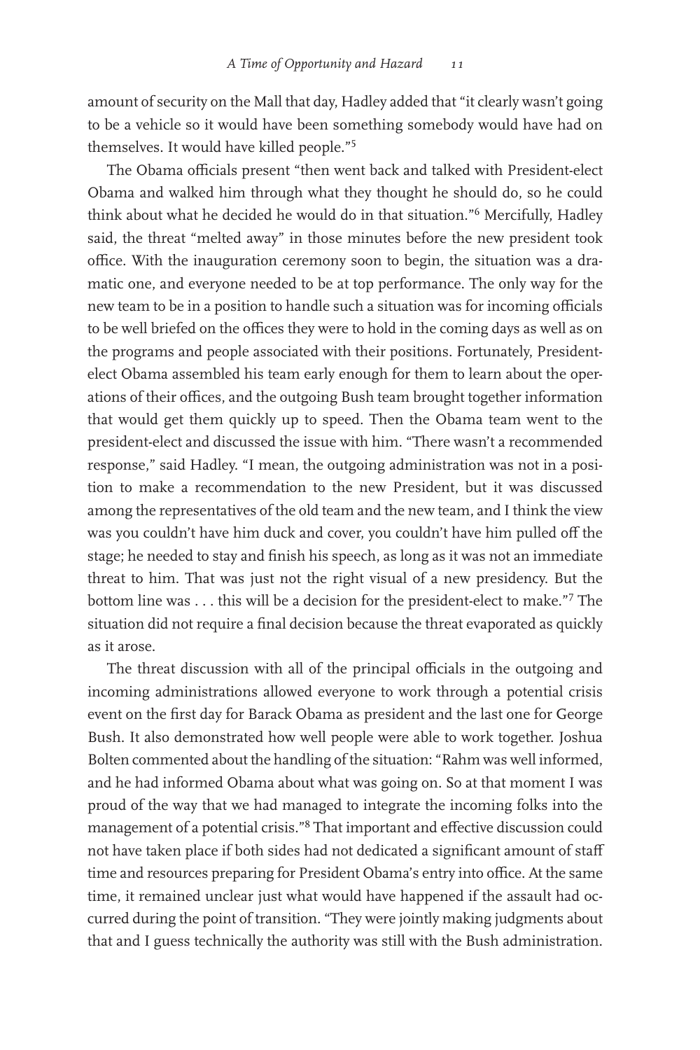amount of security on the Mall that day, Hadley added that "it clearly wasn't going to be a vehicle so it would have been something somebody would have had on themselves. It would have killed people."[5]

The Obama officials present "then went back and talked with President-elect Obama and walked him through what they thought he should do, so he could think about what he decided he would do in that situation."[6] Mercifully, Hadley said, the threat "melted away" in those minutes before the new president took office. With the inauguration ceremony soon to begin, the situation was a dramatic one, and everyone needed to be at top performance. The only way for the new team to be in a position to handle such a situation was for incoming officials to be well briefed on the offices they were to hold in the coming days as well as on the programs and people associated with their positions. Fortunately, President-elect Obama assembled his team early enough for them to learn about the operations of their offices, and the outgoing Bush team brought together information that would get them quickly up to speed. Then the Obama team went to the president-elect and discussed the issue with him. "There wasn't a recommended response," said Hadley. "I mean, the outgoing administration was not in a position to make a recommendation to the new President, but it was discussed among the representatives of the old team and the new team, and I think the view was you couldn't have him duck and cover, you couldn't have him pulled off the stage; he needed to stay and finish his speech, as long as it was not an immediate threat to him. That was just not the right visual of a new presidency. But the bottom line was . . . this will be a decision for the president-elect to make."[7] The situation did not require a final decision because the threat evaporated as quickly as it arose.

The threat discussion with all of the principal officials in the outgoing and incoming administrations allowed everyone to work through a potential crisis event on the first day for Barack Obama as president and the last one for George Bush. It also demonstrated how well people were able to work together. Joshua Bolten commented about the handling of the situation: "Rahm was well informed, and he had informed Obama about what was going on. So at that moment I was proud of the way that we had managed to integrate the incoming folks into the management of a potential crisis."[8] That important and effective discussion could not have taken place if both sides had not dedicated a significant amount of staff time and resources preparing for President Obama's entry into office. At the same time, it remained unclear just what would have happened if the assault had occurred during the point of transition. "They were jointly making judgments about that and I guess technically the authority was still with the Bush administration.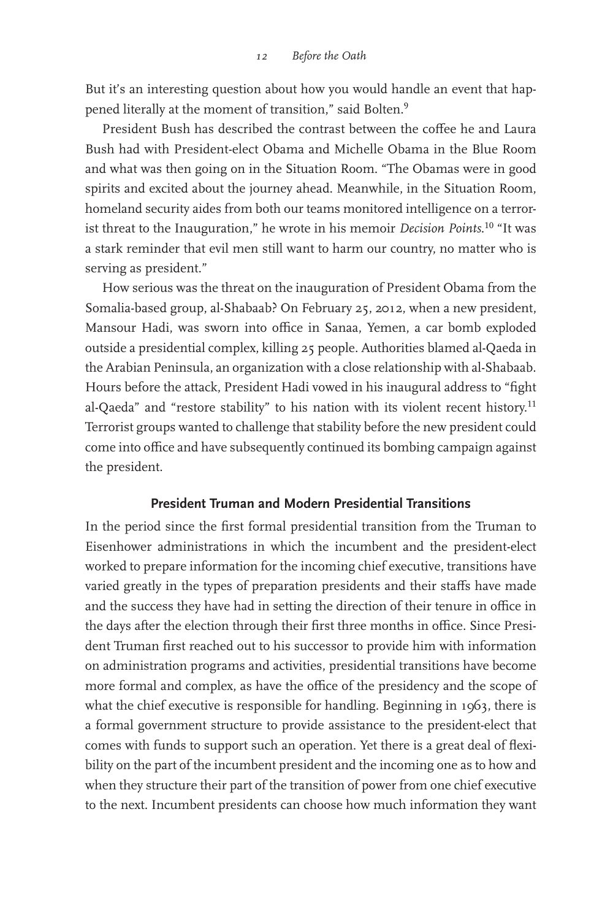But it's an interesting question about how you would handle an event that happened literally at the moment of transition," said Bolten.[9]

President Bush has described the contrast between the coffee he and Laura Bush had with President-elect Obama and Michelle Obama in the Blue Room and what was then going on in the Situation Room. "The Obamas were in good spirits and excited about the journey ahead. Meanwhile, in the Situation Room, homeland security aides from both our teams monitored intelligence on a terrorist threat to the Inauguration," he wrote in his memoir *Decision Points*.[10] "It was a stark reminder that evil men still want to harm our country, no matter who is serving as president."

How serious was the threat on the inauguration of President Obama from the Somalia-based group, al-Shabaab? On February 25, 2012, when a new president, Mansour Hadi, was sworn into office in Sanaa, Yemen, a car bomb exploded outside a presidential complex, killing 25 people. Authorities blamed al-Qaeda in the Arabian Peninsula, an organization with a close relationship with al-Shabaab. Hours before the attack, President Hadi vowed in his inaugural address to "fight al-Qaeda" and "restore stability" to his nation with its violent recent history.[11] Terrorist groups wanted to challenge that stability before the new president could come into office and have subsequently continued its bombing campaign against the president.

## President Truman and Modern Presidential Transitions

In the period since the first formal presidential transition from the Truman to Eisenhower administrations in which the incumbent and the president-elect worked to prepare information for the incoming chief executive, transitions have varied greatly in the types of preparation presidents and their staffs have made and the success they have had in setting the direction of their tenure in office in the days after the election through their first three months in office. Since President Truman first reached out to his successor to provide him with information on administration programs and activities, presidential transitions have become more formal and complex, as have the office of the presidency and the scope of what the chief executive is responsible for handling. Beginning in 1963, there is a formal government structure to provide assistance to the president-elect that comes with funds to support such an operation. Yet there is a great deal of flexibility on the part of the incumbent president and the incoming one as to how and when they structure their part of the transition of power from one chief executive to the next. Incumbent presidents can choose how much information they want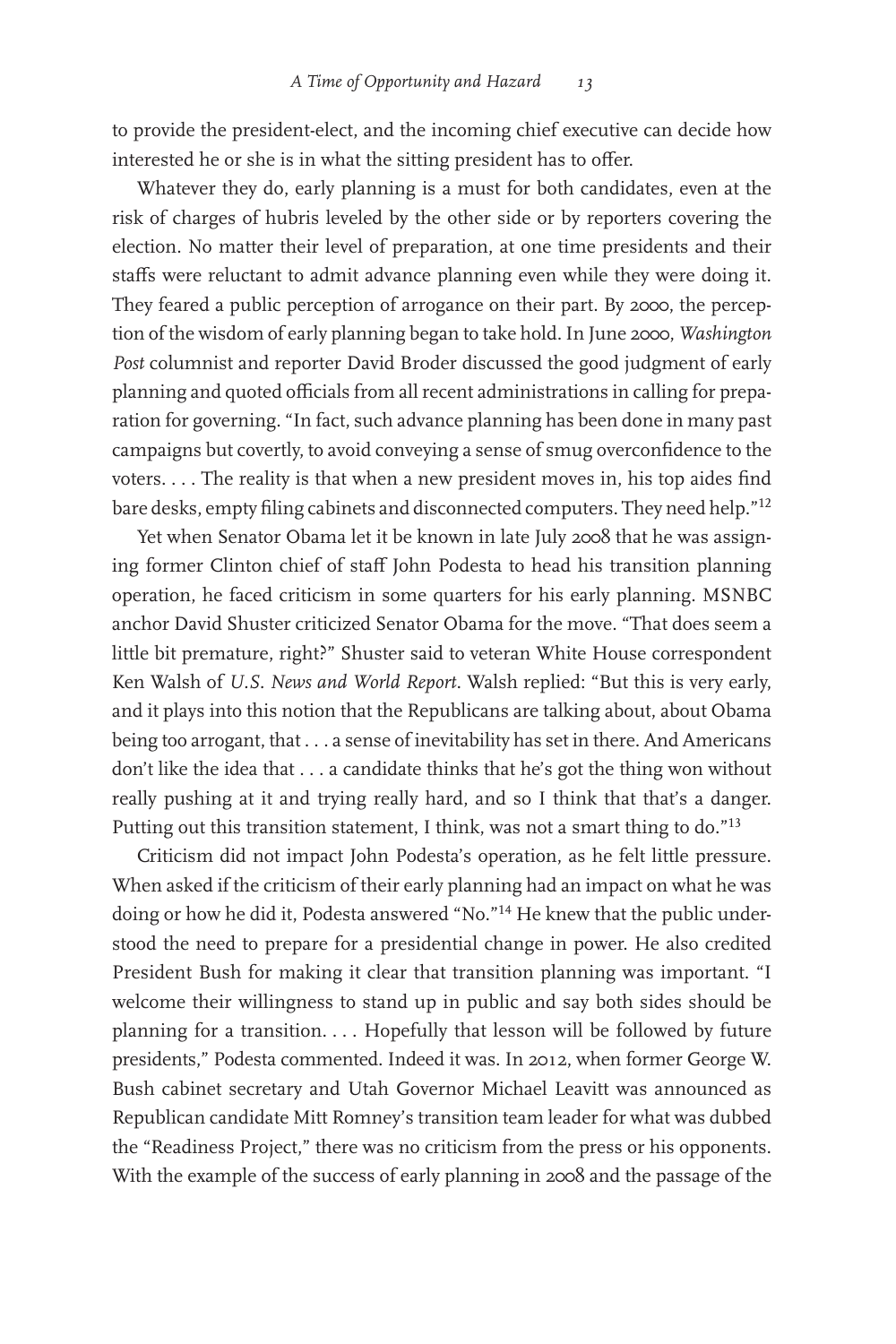to provide the president-elect, and the incoming chief executive can decide how interested he or she is in what the sitting president has to offer.

Whatever they do, early planning is a must for both candidates, even at the risk of charges of hubris leveled by the other side or by reporters covering the election. No matter their level of preparation, at one time presidents and their staffs were reluctant to admit advance planning even while they were doing it. They feared a public perception of arrogance on their part. By 2000, the perception of the wisdom of early planning began to take hold. In June 2000, *Washington Post* columnist and reporter David Broder discussed the good judgment of early planning and quoted officials from all recent administrations in calling for preparation for governing. "In fact, such advance planning has been done in many past campaigns but covertly, to avoid conveying a sense of smug overconfidence to the voters. . . . The reality is that when a new president moves in, his top aides find bare desks, empty filing cabinets and disconnected computers. They need help."[12]

Yet when Senator Obama let it be known in late July 2008 that he was assigning former Clinton chief of staff John Podesta to head his transition planning operation, he faced criticism in some quarters for his early planning. MSNBC anchor David Shuster criticized Senator Obama for the move. "That does seem a little bit premature, right?" Shuster said to veteran White House correspondent Ken Walsh of *U.S. News and World Report*. Walsh replied: "But this is very early, and it plays into this notion that the Republicans are talking about, about Obama being too arrogant, that . . . a sense of inevitability has set in there. And Americans don't like the idea that . . . a candidate thinks that he's got the thing won without really pushing at it and trying really hard, and so I think that that's a danger. Putting out this transition statement, I think, was not a smart thing to do."[13]

Criticism did not impact John Podesta's operation, as he felt little pressure. When asked if the criticism of their early planning had an impact on what he was doing or how he did it, Podesta answered "No."[14] He knew that the public understood the need to prepare for a presidential change in power. He also credited President Bush for making it clear that transition planning was important. "I welcome their willingness to stand up in public and say both sides should be planning for a transition. . . . Hopefully that lesson will be followed by future presidents," Podesta commented. Indeed it was. In 2012, when former George W. Bush cabinet secretary and Utah Governor Michael Leavitt was announced as Republican candidate Mitt Romney's transition team leader for what was dubbed the "Readiness Project," there was no criticism from the press or his opponents. With the example of the success of early planning in 2008 and the passage of the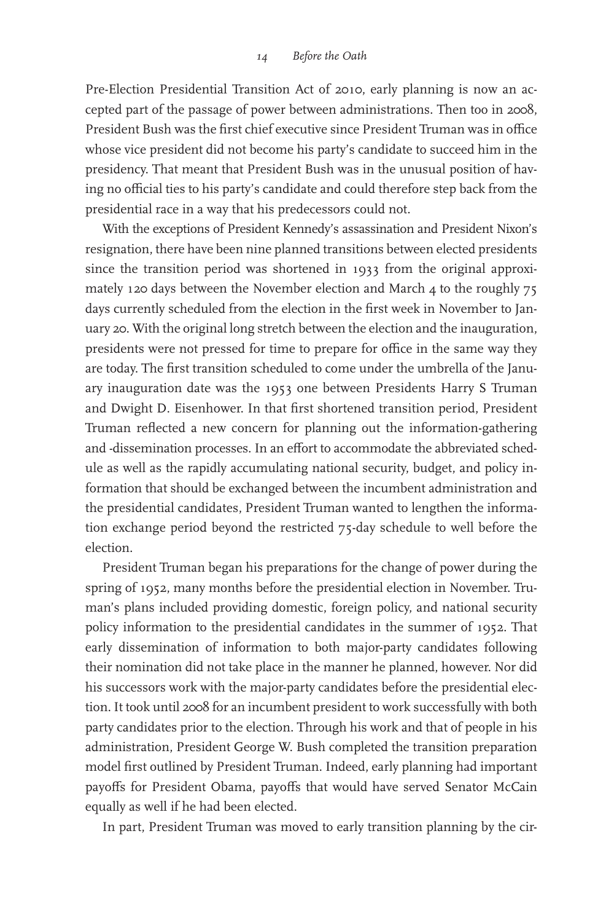Pre-Election Presidential Transition Act of 2010, early planning is now an accepted part of the passage of power between administrations. Then too in 2008, President Bush was the first chief executive since President Truman was in office whose vice president did not become his party's candidate to succeed him in the presidency. That meant that President Bush was in the unusual position of having no official ties to his party's candidate and could therefore step back from the presidential race in a way that his predecessors could not.

With the exceptions of President Kennedy's assassination and President Nixon's resignation, there have been nine planned transitions between elected presidents since the transition period was shortened in 1933 from the original approximately 120 days between the November election and March 4 to the roughly 75 days currently scheduled from the election in the first week in November to January 20. With the original long stretch between the election and the inauguration, presidents were not pressed for time to prepare for office in the same way they are today. The first transition scheduled to come under the umbrella of the January inauguration date was the 1953 one between Presidents Harry S Truman and Dwight D. Eisenhower. In that first shortened transition period, President Truman reflected a new concern for planning out the information-gathering and -dissemination processes. In an effort to accommodate the abbreviated schedule as well as the rapidly accumulating national security, budget, and policy information that should be exchanged between the incumbent administration and the presidential candidates, President Truman wanted to lengthen the information exchange period beyond the restricted 75-day schedule to well before the election.

President Truman began his preparations for the change of power during the spring of 1952, many months before the presidential election in November. Truman's plans included providing domestic, foreign policy, and national security policy information to the presidential candidates in the summer of 1952. That early dissemination of information to both major-party candidates following their nomination did not take place in the manner he planned, however. Nor did his successors work with the major-party candidates before the presidential election. It took until 2008 for an incumbent president to work successfully with both party candidates prior to the election. Through his work and that of people in his administration, President George W. Bush completed the transition preparation model first outlined by President Truman. Indeed, early planning had important payoffs for President Obama, payoffs that would have served Senator McCain equally as well if he had been elected.

In part, President Truman was moved to early transition planning by the cir-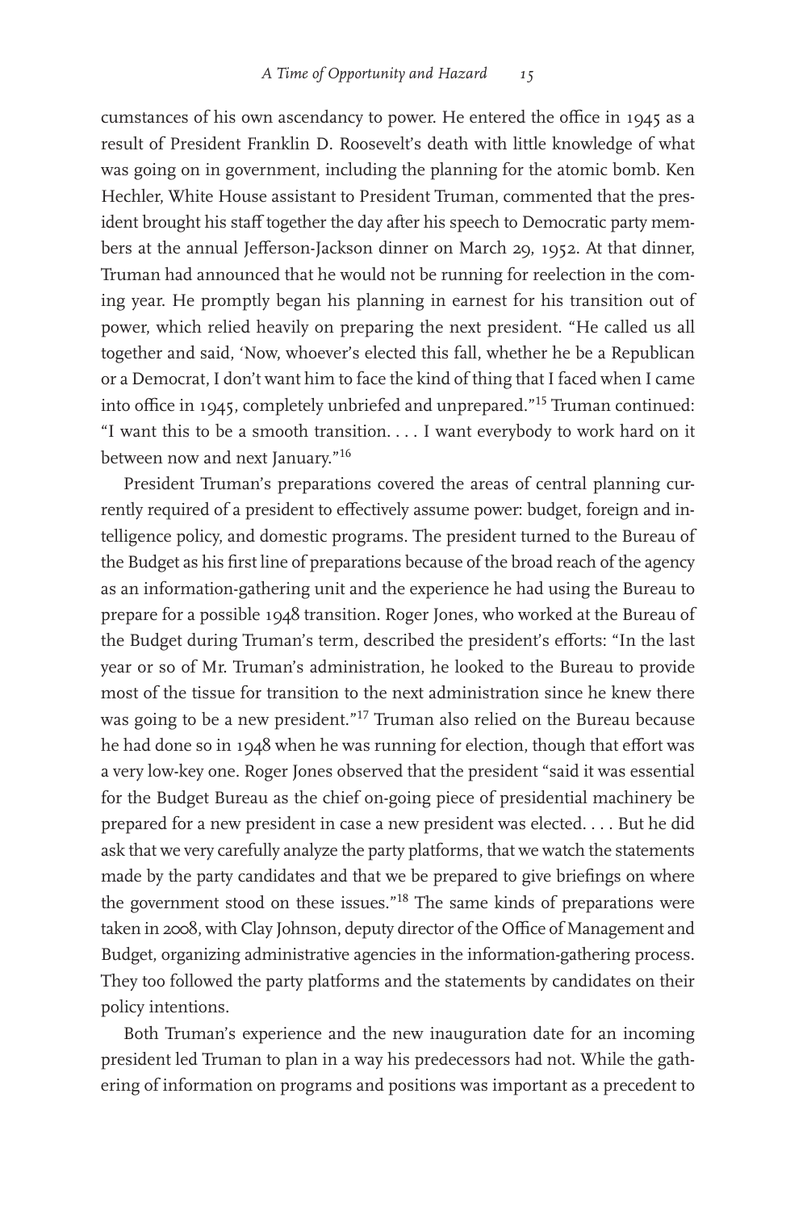cumstances of his own ascendancy to power. He entered the office in 1945 as a result of President Franklin D. Roosevelt's death with little knowledge of what was going on in government, including the planning for the atomic bomb. Ken Hechler, White House assistant to President Truman, commented that the president brought his staff together the day after his speech to Democratic party members at the annual Jefferson-Jackson dinner on March 29, 1952. At that dinner, Truman had announced that he would not be running for reelection in the coming year. He promptly began his planning in earnest for his transition out of power, which relied heavily on preparing the next president. "He called us all together and said, 'Now, whoever's elected this fall, whether he be a Republican or a Democrat, I don't want him to face the kind of thing that I faced when I came into office in 1945, completely unbriefed and unprepared.'"[15] Truman continued: "I want this to be a smooth transition. . . . I want everybody to work hard on it between now and next January."[16]

President Truman's preparations covered the areas of central planning currently required of a president to effectively assume power: budget, foreign and intelligence policy, and domestic programs. The president turned to the Bureau of the Budget as his first line of preparations because of the broad reach of the agency as an information-gathering unit and the experience he had using the Bureau to prepare for a possible 1948 transition. Roger Jones, who worked at the Bureau of the Budget during Truman's term, described the president's efforts: "In the last year or so of Mr. Truman's administration, he looked to the Bureau to provide most of the tissue for transition to the next administration since he knew there was going to be a new president."[17] Truman also relied on the Bureau because he had done so in 1948 when he was running for election, though that effort was a very low-key one. Roger Jones observed that the president "said it was essential for the Budget Bureau as the chief on-going piece of presidential machinery be prepared for a new president in case a new president was elected. . . . But he did ask that we very carefully analyze the party platforms, that we watch the statements made by the party candidates and that we be prepared to give briefings on where the government stood on these issues."[18] The same kinds of preparations were taken in 2008, with Clay Johnson, deputy director of the Office of Management and Budget, organizing administrative agencies in the information-gathering process. They too followed the party platforms and the statements by candidates on their policy intentions.

Both Truman's experience and the new inauguration date for an incoming president led Truman to plan in a way his predecessors had not. While the gathering of information on programs and positions was important as a precedent to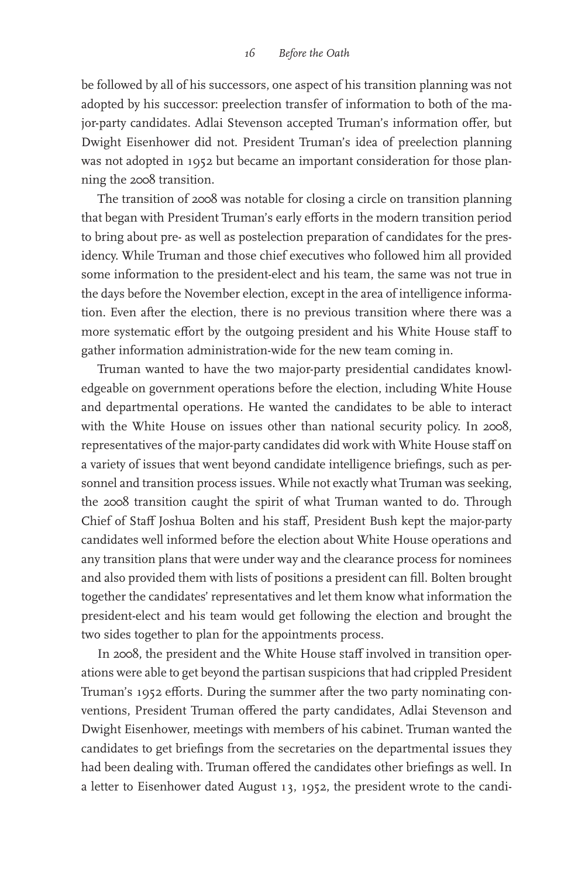be followed by all of his successors, one aspect of his transition planning was not adopted by his successor: preelection transfer of information to both of the major-party candidates. Adlai Stevenson accepted Truman's information offer, but Dwight Eisenhower did not. President Truman's idea of preelection planning was not adopted in 1952 but became an important consideration for those planning the 2008 transition.

The transition of 2008 was notable for closing a circle on transition planning that began with President Truman's early efforts in the modern transition period to bring about pre- as well as postelection preparation of candidates for the presidency. While Truman and those chief executives who followed him all provided some information to the president-elect and his team, the same was not true in the days before the November election, except in the area of intelligence information. Even after the election, there is no previous transition where there was a more systematic effort by the outgoing president and his White House staff to gather information administration-wide for the new team coming in.

Truman wanted to have the two major-party presidential candidates knowledgeable on government operations before the election, including White House and departmental operations. He wanted the candidates to be able to interact with the White House on issues other than national security policy. In 2008, representatives of the major-party candidates did work with White House staff on a variety of issues that went beyond candidate intelligence briefings, such as personnel and transition process issues. While not exactly what Truman was seeking, the 2008 transition caught the spirit of what Truman wanted to do. Through Chief of Staff Joshua Bolten and his staff, President Bush kept the major-party candidates well informed before the election about White House operations and any transition plans that were under way and the clearance process for nominees and also provided them with lists of positions a president can fill. Bolten brought together the candidates' representatives and let them know what information the president-elect and his team would get following the election and brought the two sides together to plan for the appointments process.

In 2008, the president and the White House staff involved in transition operations were able to get beyond the partisan suspicions that had crippled President Truman's 1952 efforts. During the summer after the two party nominating conventions, President Truman offered the party candidates, Adlai Stevenson and Dwight Eisenhower, meetings with members of his cabinet. Truman wanted the candidates to get briefings from the secretaries on the departmental issues they had been dealing with. Truman offered the candidates other briefings as well. In a letter to Eisenhower dated August 13, 1952, the president wrote to the candi-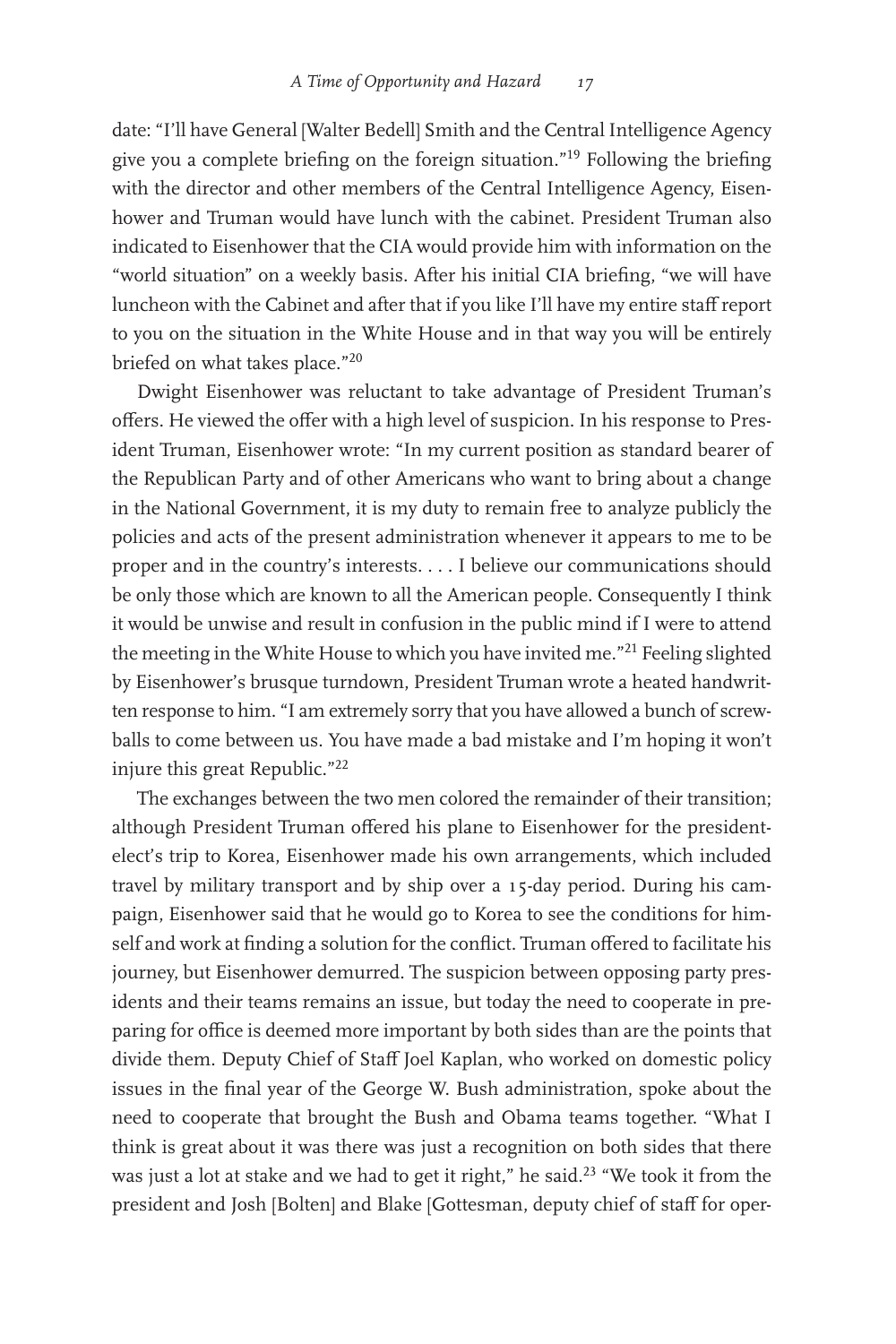date: "I'll have General [Walter Bedell] Smith and the Central Intelligence Agency give you a complete briefing on the foreign situation."[19] Following the briefing with the director and other members of the Central Intelligence Agency, Eisenhower and Truman would have lunch with the cabinet. President Truman also indicated to Eisenhower that the CIA would provide him with information on the "world situation" on a weekly basis. After his initial CIA briefing, "we will have luncheon with the Cabinet and after that if you like I'll have my entire staff report to you on the situation in the White House and in that way you will be entirely briefed on what takes place."[20]

Dwight Eisenhower was reluctant to take advantage of President Truman's offers. He viewed the offer with a high level of suspicion. In his response to President Truman, Eisenhower wrote: "In my current position as standard bearer of the Republican Party and of other Americans who want to bring about a change in the National Government, it is my duty to remain free to analyze publicly the policies and acts of the present administration whenever it appears to me to be proper and in the country's interests. . . . I believe our communications should be only those which are known to all the American people. Consequently I think it would be unwise and result in confusion in the public mind if I were to attend the meeting in the White House to which you have invited me."[21] Feeling slighted by Eisenhower's brusque turndown, President Truman wrote a heated handwritten response to him. "I am extremely sorry that you have allowed a bunch of screwballs to come between us. You have made a bad mistake and I'm hoping it won't injure this great Republic."[22]

The exchanges between the two men colored the remainder of their transition; although President Truman offered his plane to Eisenhower for the president-elect's trip to Korea, Eisenhower made his own arrangements, which included travel by military transport and by ship over a 15-day period. During his campaign, Eisenhower said that he would go to Korea to see the conditions for himself and work at finding a solution for the conflict. Truman offered to facilitate his journey, but Eisenhower demurred. The suspicion between opposing party presidents and their teams remains an issue, but today the need to cooperate in preparing for office is deemed more important by both sides than are the points that divide them. Deputy Chief of Staff Joel Kaplan, who worked on domestic policy issues in the final year of the George W. Bush administration, spoke about the need to cooperate that brought the Bush and Obama teams together. "What I think is great about it was there was just a recognition on both sides that there was just a lot at stake and we had to get it right," he said.[23] "We took it from the president and Josh [Bolten] and Blake [Gottesman, deputy chief of staff for oper-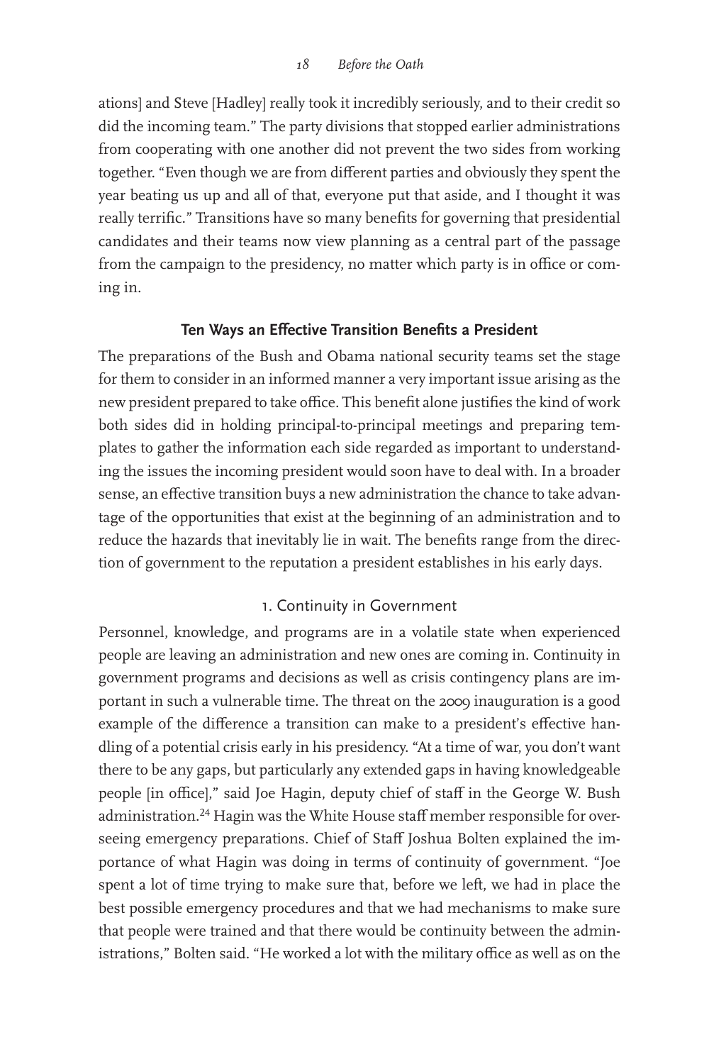ations] and Steve [Hadley] really took it incredibly seriously, and to their credit so did the incoming team." The party divisions that stopped earlier administrations from cooperating with one another did not prevent the two sides from working together. "Even though we are from different parties and obviously they spent the year beating us up and all of that, everyone put that aside, and I thought it was really terrific." Transitions have so many benefits for governing that presidential candidates and their teams now view planning as a central part of the passage from the campaign to the presidency, no matter which party is in office or coming in.

## Ten Ways an Effective Transition Benefits a President

The preparations of the Bush and Obama national security teams set the stage for them to consider in an informed manner a very important issue arising as the new president prepared to take office. This benefit alone justifies the kind of work both sides did in holding principal-to-principal meetings and preparing templates to gather the information each side regarded as important to understanding the issues the incoming president would soon have to deal with. In a broader sense, an effective transition buys a new administration the chance to take advantage of the opportunities that exist at the beginning of an administration and to reduce the hazards that inevitably lie in wait. The benefits range from the direction of government to the reputation a president establishes in his early days.

### 1. Continuity in Government

Personnel, knowledge, and programs are in a volatile state when experienced people are leaving an administration and new ones are coming in. Continuity in government programs and decisions as well as crisis contingency plans are important in such a vulnerable time. The threat on the 2009 inauguration is a good example of the difference a transition can make to a president's effective handling of a potential crisis early in his presidency. "At a time of war, you don't want there to be any gaps, but particularly any extended gaps in having knowledgeable people [in office]," said Joe Hagin, deputy chief of staff in the George W. Bush administration.[24] Hagin was the White House staff member responsible for overseeing emergency preparations. Chief of Staff Joshua Bolten explained the importance of what Hagin was doing in terms of continuity of government. "Joe spent a lot of time trying to make sure that, before we left, we had in place the best possible emergency procedures and that we had mechanisms to make sure that people were trained and that there would be continuity between the administrations," Bolten said. "He worked a lot with the military office as well as on the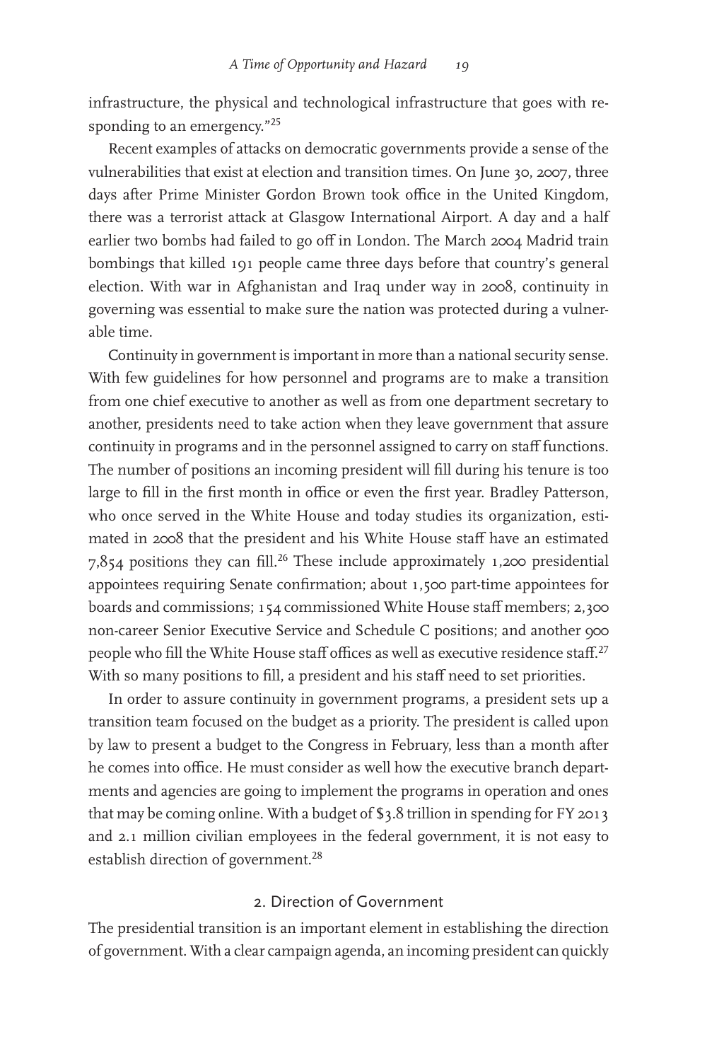infrastructure, the physical and technological infrastructure that goes with responding to an emergency."[25]

Recent examples of attacks on democratic governments provide a sense of the vulnerabilities that exist at election and transition times. On June 30, 2007, three days after Prime Minister Gordon Brown took office in the United Kingdom, there was a terrorist attack at Glasgow International Airport. A day and a half earlier two bombs had failed to go off in London. The March 2004 Madrid train bombings that killed 191 people came three days before that country's general election. With war in Afghanistan and Iraq under way in 2008, continuity in governing was essential to make sure the nation was protected during a vulnerable time.

Continuity in government is important in more than a national security sense. With few guidelines for how personnel and programs are to make a transition from one chief executive to another as well as from one department secretary to another, presidents need to take action when they leave government that assure continuity in programs and in the personnel assigned to carry on staff functions. The number of positions an incoming president will fill during his tenure is too large to fill in the first month in office or even the first year. Bradley Patterson, who once served in the White House and today studies its organization, estimated in 2008 that the president and his White House staff have an estimated 7,854 positions they can fill.[26] These include approximately 1,200 presidential appointees requiring Senate confirmation; about 1,500 part-time appointees for boards and commissions; 154 commissioned White House staff members; 2,300 non-career Senior Executive Service and Schedule C positions; and another 900 people who fill the White House staff offices as well as executive residence staff.[27] With so many positions to fill, a president and his staff need to set priorities.

In order to assure continuity in government programs, a president sets up a transition team focused on the budget as a priority. The president is called upon by law to present a budget to the Congress in February, less than a month after he comes into office. He must consider as well how the executive branch departments and agencies are going to implement the programs in operation and ones that may be coming online. With a budget of $3.8 trillion in spending for FY 2013 and 2.1 million civilian employees in the federal government, it is not easy to establish direction of government.[28]

## 2. Direction of Government

The presidential transition is an important element in establishing the direction of government. With a clear campaign agenda, an incoming president can quickly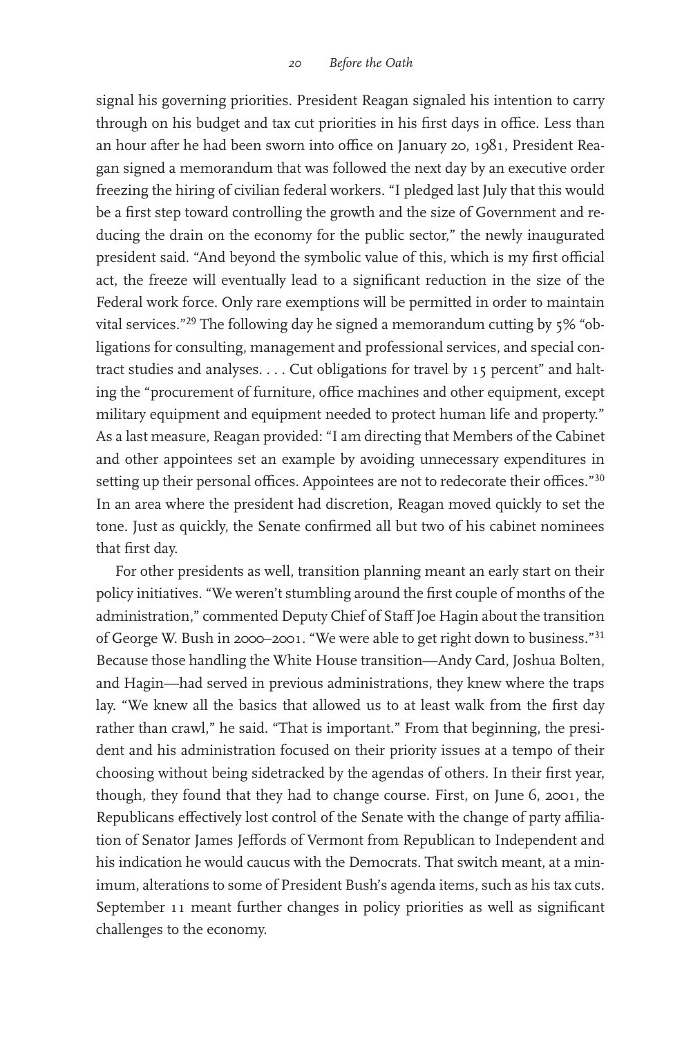signal his governing priorities. President Reagan signaled his intention to carry through on his budget and tax cut priorities in his first days in office. Less than an hour after he had been sworn into office on January 20, 1981, President Reagan signed a memorandum that was followed the next day by an executive order freezing the hiring of civilian federal workers. "I pledged last July that this would be a first step toward controlling the growth and the size of Government and reducing the drain on the economy for the public sector," the newly inaugurated president said. "And beyond the symbolic value of this, which is my first official act, the freeze will eventually lead to a significant reduction in the size of the Federal work force. Only rare exemptions will be permitted in order to maintain vital services."[29] The following day he signed a memorandum cutting by 5% "obligations for consulting, management and professional services, and special contract studies and analyses. . . . Cut obligations for travel by 15 percent" and halting the "procurement of furniture, office machines and other equipment, except military equipment and equipment needed to protect human life and property." As a last measure, Reagan provided: "I am directing that Members of the Cabinet and other appointees set an example by avoiding unnecessary expenditures in setting up their personal offices. Appointees are not to redecorate their offices."[30] In an area where the president had discretion, Reagan moved quickly to set the tone. Just as quickly, the Senate confirmed all but two of his cabinet nominees that first day.

For other presidents as well, transition planning meant an early start on their policy initiatives. "We weren't stumbling around the first couple of months of the administration," commented Deputy Chief of Staff Joe Hagin about the transition of George W. Bush in 2000–2001. "We were able to get right down to business."[31] Because those handling the White House transition—Andy Card, Joshua Bolten, and Hagin—had served in previous administrations, they knew where the traps lay. "We knew all the basics that allowed us to at least walk from the first day rather than crawl," he said. "That is important." From that beginning, the president and his administration focused on their priority issues at a tempo of their choosing without being sidetracked by the agendas of others. In their first year, though, they found that they had to change course. First, on June 6, 2001, the Republicans effectively lost control of the Senate with the change of party affiliation of Senator James Jeffords of Vermont from Republican to Independent and his indication he would caucus with the Democrats. That switch meant, at a minimum, alterations to some of President Bush's agenda items, such as his tax cuts. September 11 meant further changes in policy priorities as well as significant challenges to the economy.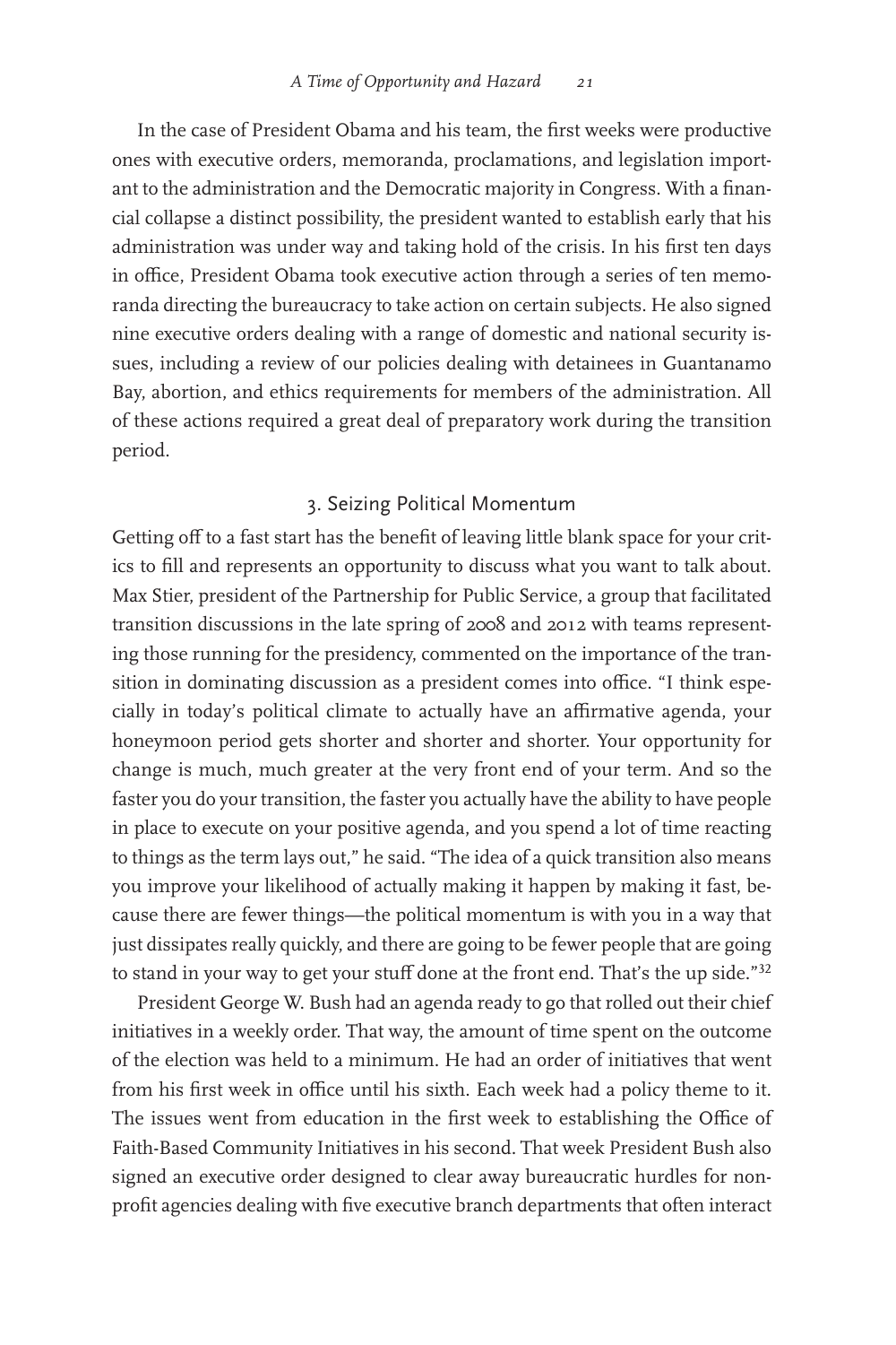In the case of President Obama and his team, the first weeks were productive ones with executive orders, memoranda, proclamations, and legislation important to the administration and the Democratic majority in Congress. With a financial collapse a distinct possibility, the president wanted to establish early that his administration was under way and taking hold of the crisis. In his first ten days in office, President Obama took executive action through a series of ten memoranda directing the bureaucracy to take action on certain subjects. He also signed nine executive orders dealing with a range of domestic and national security issues, including a review of our policies dealing with detainees in Guantanamo Bay, abortion, and ethics requirements for members of the administration. All of these actions required a great deal of preparatory work during the transition period.

### 3. Seizing Political Momentum

Getting off to a fast start has the benefit of leaving little blank space for your critics to fill and represents an opportunity to discuss what you want to talk about. Max Stier, president of the Partnership for Public Service, a group that facilitated transition discussions in the late spring of 2008 and 2012 with teams representing those running for the presidency, commented on the importance of the transition in dominating discussion as a president comes into office. "I think especially in today's political climate to actually have an affirmative agenda, your honeymoon period gets shorter and shorter and shorter. Your opportunity for change is much, much greater at the very front end of your term. And so the faster you do your transition, the faster you actually have the ability to have people in place to execute on your positive agenda, and you spend a lot of time reacting to things as the term lays out," he said. "The idea of a quick transition also means you improve your likelihood of actually making it happen by making it fast, because there are fewer things—the political momentum is with you in a way that just dissipates really quickly, and there are going to be fewer people that are going to stand in your way to get your stuff done at the front end. That's the up side."[32]

President George W. Bush had an agenda ready to go that rolled out their chief initiatives in a weekly order. That way, the amount of time spent on the outcome of the election was held to a minimum. He had an order of initiatives that went from his first week in office until his sixth. Each week had a policy theme to it. The issues went from education in the first week to establishing the Office of Faith-Based Community Initiatives in his second. That week President Bush also signed an executive order designed to clear away bureaucratic hurdles for nonprofit agencies dealing with five executive branch departments that often interact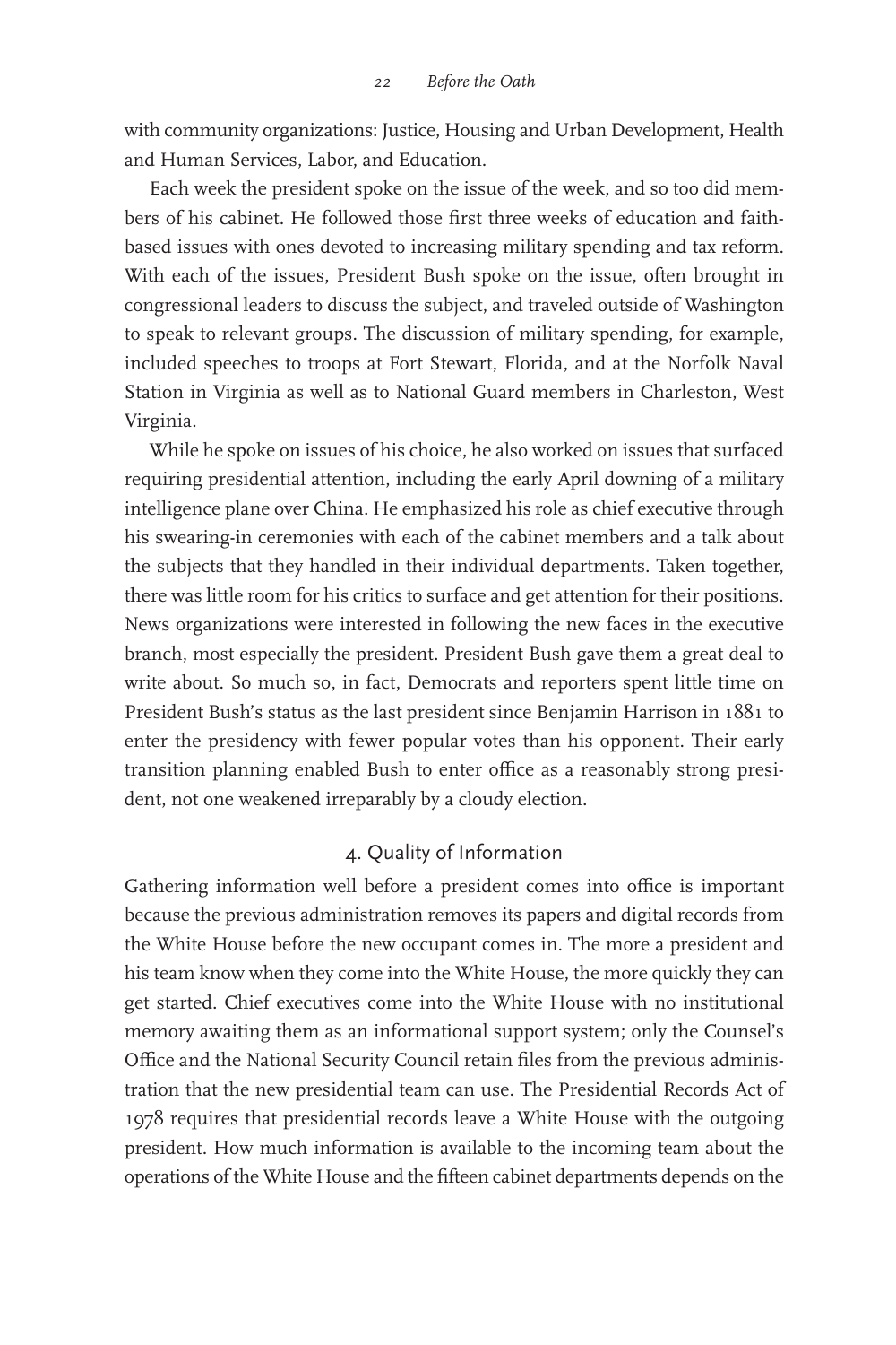with community organizations: Justice, Housing and Urban Development, Health and Human Services, Labor, and Education.

Each week the president spoke on the issue of the week, and so too did members of his cabinet. He followed those first three weeks of education and faith-based issues with ones devoted to increasing military spending and tax reform. With each of the issues, President Bush spoke on the issue, often brought in congressional leaders to discuss the subject, and traveled outside of Washington to speak to relevant groups. The discussion of military spending, for example, included speeches to troops at Fort Stewart, Florida, and at the Norfolk Naval Station in Virginia as well as to National Guard members in Charleston, West Virginia.

While he spoke on issues of his choice, he also worked on issues that surfaced requiring presidential attention, including the early April downing of a military intelligence plane over China. He emphasized his role as chief executive through his swearing-in ceremonies with each of the cabinet members and a talk about the subjects that they handled in their individual departments. Taken together, there was little room for his critics to surface and get attention for their positions. News organizations were interested in following the new faces in the executive branch, most especially the president. President Bush gave them a great deal to write about. So much so, in fact, Democrats and reporters spent little time on President Bush's status as the last president since Benjamin Harrison in 1881 to enter the presidency with fewer popular votes than his opponent. Their early transition planning enabled Bush to enter office as a reasonably strong president, not one weakened irreparably by a cloudy election.

## 4. Quality of Information

Gathering information well before a president comes into office is important because the previous administration removes its papers and digital records from the White House before the new occupant comes in. The more a president and his team know when they come into the White House, the more quickly they can get started. Chief executives come into the White House with no institutional memory awaiting them as an informational support system; only the Counsel's Office and the National Security Council retain files from the previous administration that the new presidential team can use. The Presidential Records Act of 1978 requires that presidential records leave a White House with the outgoing president. How much information is available to the incoming team about the operations of the White House and the fifteen cabinet departments depends on the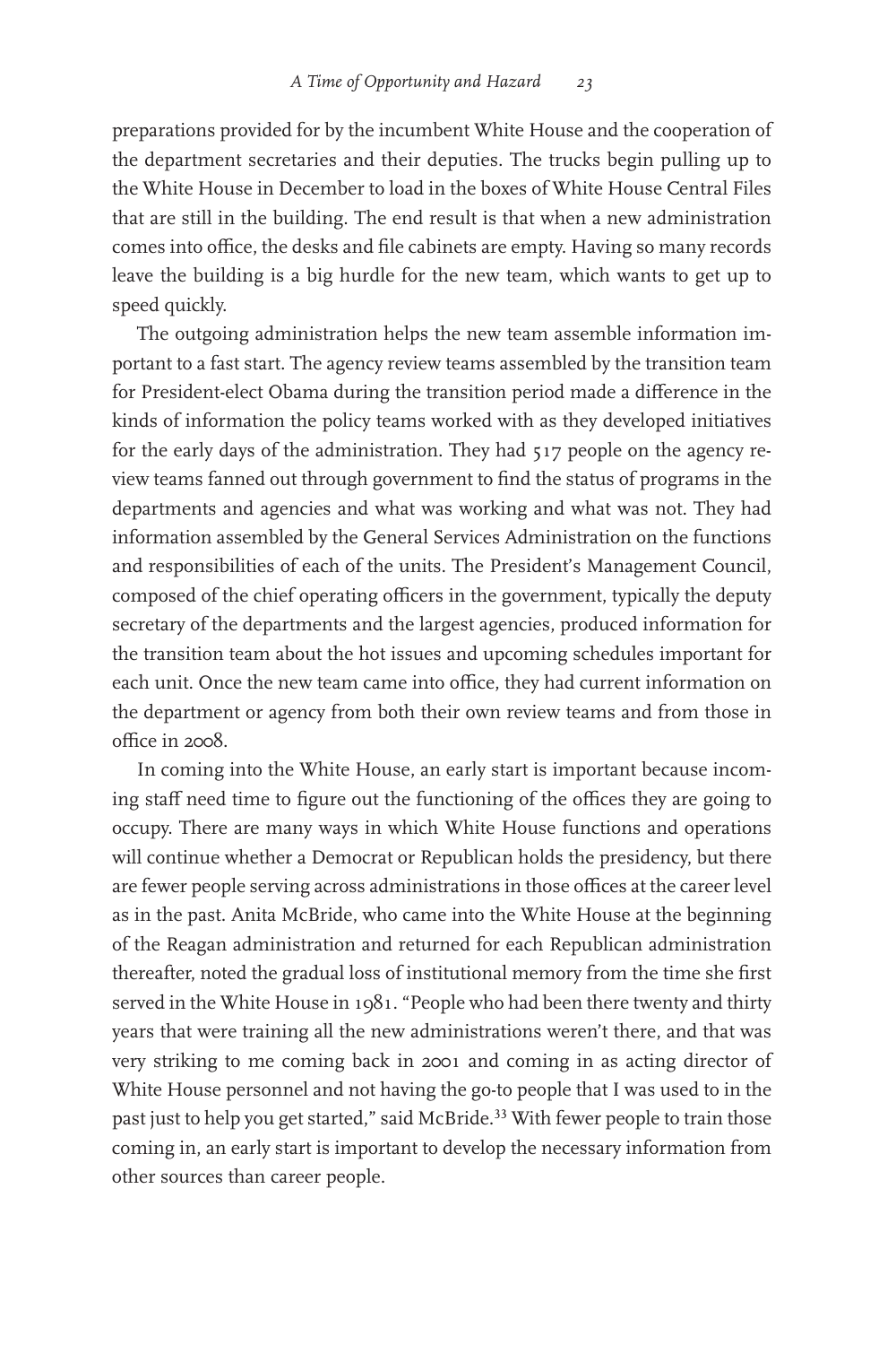preparations provided for by the incumbent White House and the cooperation of the department secretaries and their deputies. The trucks begin pulling up to the White House in December to load in the boxes of White House Central Files that are still in the building. The end result is that when a new administration comes into office, the desks and file cabinets are empty. Having so many records leave the building is a big hurdle for the new team, which wants to get up to speed quickly.

The outgoing administration helps the new team assemble information important to a fast start. The agency review teams assembled by the transition team for President-elect Obama during the transition period made a difference in the kinds of information the policy teams worked with as they developed initiatives for the early days of the administration. They had 517 people on the agency review teams fanned out through government to find the status of programs in the departments and agencies and what was working and what was not. They had information assembled by the General Services Administration on the functions and responsibilities of each of the units. The President's Management Council, composed of the chief operating officers in the government, typically the deputy secretary of the departments and the largest agencies, produced information for the transition team about the hot issues and upcoming schedules important for each unit. Once the new team came into office, they had current information on the department or agency from both their own review teams and from those in office in 2008.

In coming into the White House, an early start is important because incoming staff need time to figure out the functioning of the offices they are going to occupy. There are many ways in which White House functions and operations will continue whether a Democrat or Republican holds the presidency, but there are fewer people serving across administrations in those offices at the career level as in the past. Anita McBride, who came into the White House at the beginning of the Reagan administration and returned for each Republican administration thereafter, noted the gradual loss of institutional memory from the time she first served in the White House in 1981. "People who had been there twenty and thirty years that were training all the new administrations weren't there, and that was very striking to me coming back in 2001 and coming in as acting director of White House personnel and not having the go-to people that I was used to in the past just to help you get started," said McBride.[33] With fewer people to train those coming in, an early start is important to develop the necessary information from other sources than career people.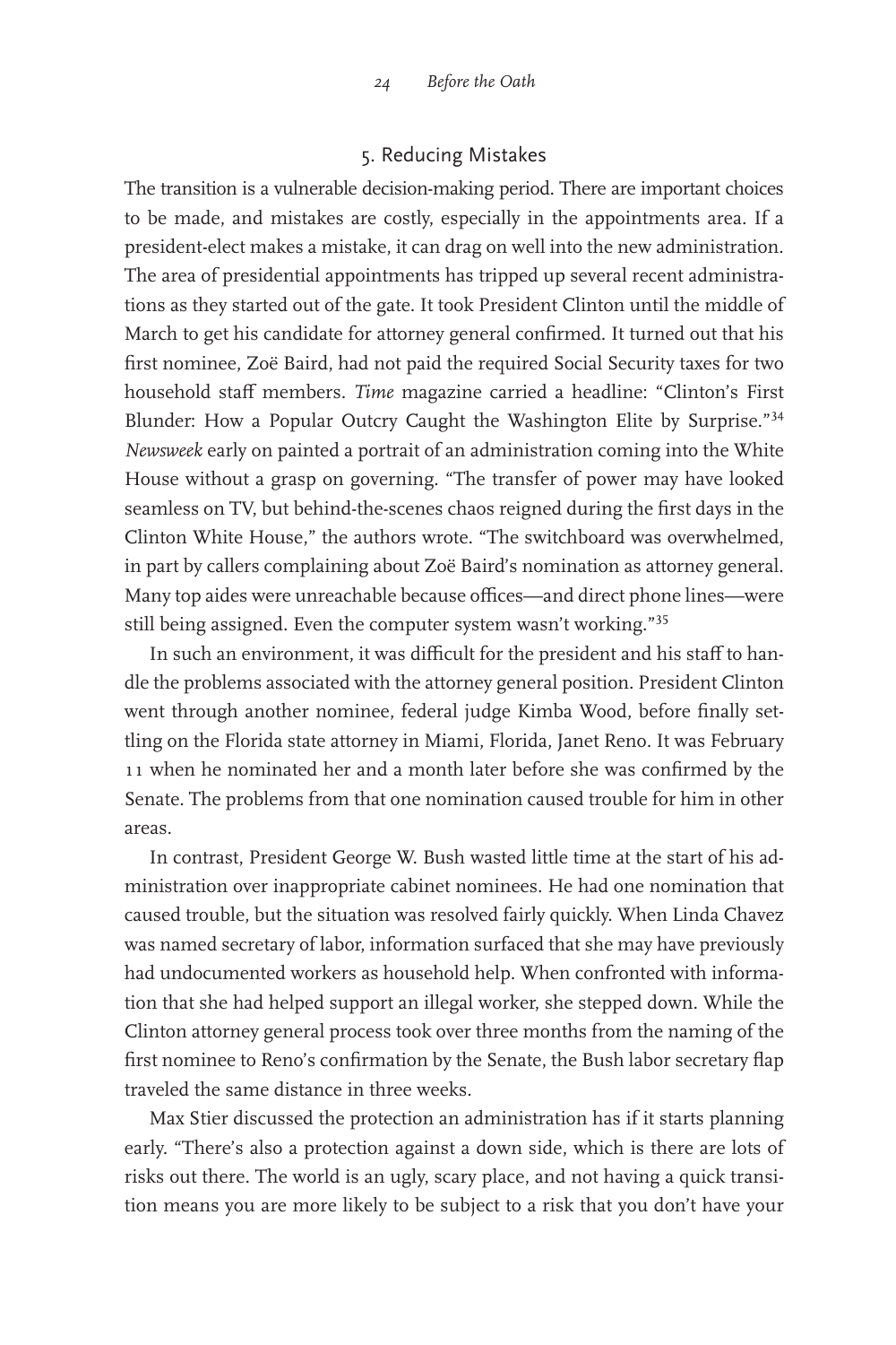## 5. Reducing Mistakes

The transition is a vulnerable decision-making period. There are important choices to be made, and mistakes are costly, especially in the appointments area. If a president-elect makes a mistake, it can drag on well into the new administration. The area of presidential appointments has tripped up several recent administrations as they started out of the gate. It took President Clinton until the middle of March to get his candidate for attorney general confirmed. It turned out that his first nominee, Zoë Baird, had not paid the required Social Security taxes for two household staff members. *Time* magazine carried a headline: "Clinton's First Blunder: How a Popular Outcry Caught the Washington Elite by Surprise."[34] *Newsweek* early on painted a portrait of an administration coming into the White House without a grasp on governing. "The transfer of power may have looked seamless on TV, but behind-the-scenes chaos reigned during the first days in the Clinton White House," the authors wrote. "The switchboard was overwhelmed, in part by callers complaining about Zoë Baird's nomination as attorney general. Many top aides were unreachable because offices—and direct phone lines—were still being assigned. Even the computer system wasn't working."[35]

In such an environment, it was difficult for the president and his staff to handle the problems associated with the attorney general position. President Clinton went through another nominee, federal judge Kimba Wood, before finally settling on the Florida state attorney in Miami, Florida, Janet Reno. It was February 11 when he nominated her and a month later before she was confirmed by the Senate. The problems from that one nomination caused trouble for him in other areas.

In contrast, President George W. Bush wasted little time at the start of his administration over inappropriate cabinet nominees. He had one nomination that caused trouble, but the situation was resolved fairly quickly. When Linda Chavez was named secretary of labor, information surfaced that she may have previously had undocumented workers as household help. When confronted with information that she had helped support an illegal worker, she stepped down. While the Clinton attorney general process took over three months from the naming of the first nominee to Reno's confirmation by the Senate, the Bush labor secretary flap traveled the same distance in three weeks.

Max Stier discussed the protection an administration has if it starts planning early. "There's also a protection against a down side, which is there are lots of risks out there. The world is an ugly, scary place, and not having a quick transition means you are more likely to be subject to a risk that you don't have your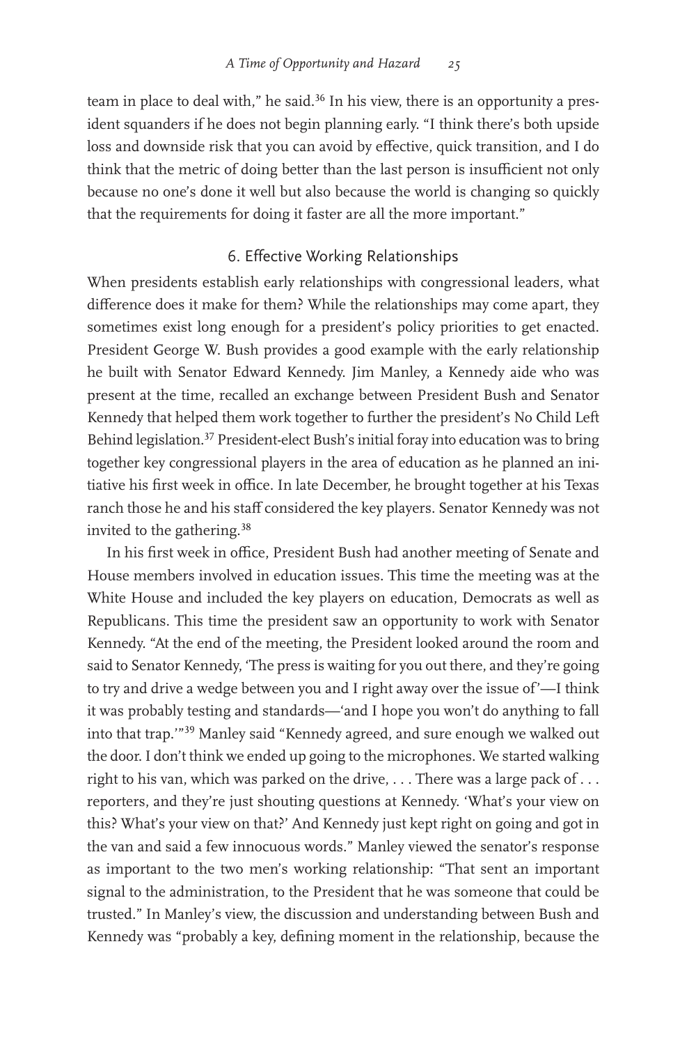team in place to deal with," he said.[36] In his view, there is an opportunity a president squanders if he does not begin planning early. "I think there's both upside loss and downside risk that you can avoid by effective, quick transition, and I do think that the metric of doing better than the last person is insufficient not only because no one's done it well but also because the world is changing so quickly that the requirements for doing it faster are all the more important."

## 6. Effective Working Relationships

When presidents establish early relationships with congressional leaders, what difference does it make for them? While the relationships may come apart, they sometimes exist long enough for a president's policy priorities to get enacted. President George W. Bush provides a good example with the early relationship he built with Senator Edward Kennedy. Jim Manley, a Kennedy aide who was present at the time, recalled an exchange between President Bush and Senator Kennedy that helped them work together to further the president's No Child Left Behind legislation.[37] President-elect Bush's initial foray into education was to bring together key congressional players in the area of education as he planned an initiative his first week in office. In late December, he brought together at his Texas ranch those he and his staff considered the key players. Senator Kennedy was not invited to the gathering.[38]

In his first week in office, President Bush had another meeting of Senate and House members involved in education issues. This time the meeting was at the White House and included the key players on education, Democrats as well as Republicans. This time the president saw an opportunity to work with Senator Kennedy. "At the end of the meeting, the President looked around the room and said to Senator Kennedy, 'The press is waiting for you out there, and they're going to try and drive a wedge between you and I right away over the issue of'—I think it was probably testing and standards—'and I hope you won't do anything to fall into that trap.'"[39] Manley said "Kennedy agreed, and sure enough we walked out the door. I don't think we ended up going to the microphones. We started walking right to his van, which was parked on the drive, . . . There was a large pack of . . . reporters, and they're just shouting questions at Kennedy. 'What's your view on this? What's your view on that?' And Kennedy just kept right on going and got in the van and said a few innocuous words." Manley viewed the senator's response as important to the two men's working relationship: "That sent an important signal to the administration, to the President that he was someone that could be trusted." In Manley's view, the discussion and understanding between Bush and Kennedy was "probably a key, defining moment in the relationship, because the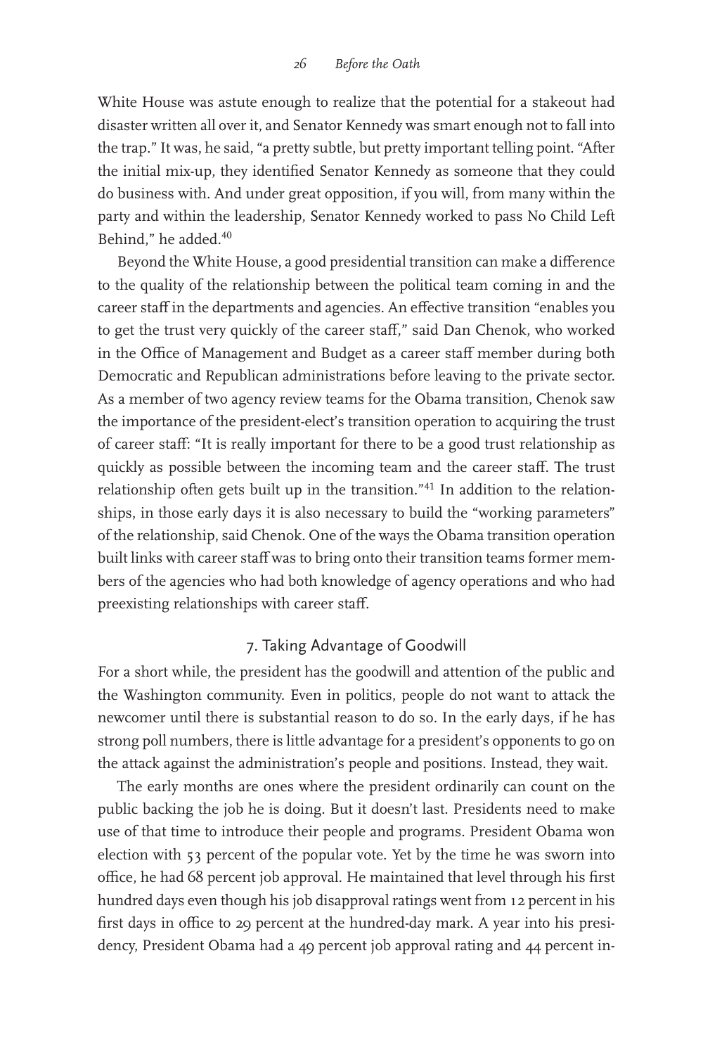White House was astute enough to realize that the potential for a stakeout had disaster written all over it, and Senator Kennedy was smart enough not to fall into the trap." It was, he said, "a pretty subtle, but pretty important telling point. "After the initial mix-up, they identified Senator Kennedy as someone that they could do business with. And under great opposition, if you will, from many within the party and within the leadership, Senator Kennedy worked to pass No Child Left Behind," he added.[40]

Beyond the White House, a good presidential transition can make a difference to the quality of the relationship between the political team coming in and the career staff in the departments and agencies. An effective transition "enables you to get the trust very quickly of the career staff," said Dan Chenok, who worked in the Office of Management and Budget as a career staff member during both Democratic and Republican administrations before leaving to the private sector. As a member of two agency review teams for the Obama transition, Chenok saw the importance of the president-elect's transition operation to acquiring the trust of career staff: "It is really important for there to be a good trust relationship as quickly as possible between the incoming team and the career staff. The trust relationship often gets built up in the transition."[41] In addition to the relationships, in those early days it is also necessary to build the "working parameters" of the relationship, said Chenok. One of the ways the Obama transition operation built links with career staff was to bring onto their transition teams former members of the agencies who had both knowledge of agency operations and who had preexisting relationships with career staff.

## 7. Taking Advantage of Goodwill

For a short while, the president has the goodwill and attention of the public and the Washington community. Even in politics, people do not want to attack the newcomer until there is substantial reason to do so. In the early days, if he has strong poll numbers, there is little advantage for a president's opponents to go on the attack against the administration's people and positions. Instead, they wait.

The early months are ones where the president ordinarily can count on the public backing the job he is doing. But it doesn't last. Presidents need to make use of that time to introduce their people and programs. President Obama won election with 53 percent of the popular vote. Yet by the time he was sworn into office, he had 68 percent job approval. He maintained that level through his first hundred days even though his job disapproval ratings went from 12 percent in his first days in office to 29 percent at the hundred-day mark. A year into his presidency, President Obama had a 49 percent job approval rating and 44 percent in-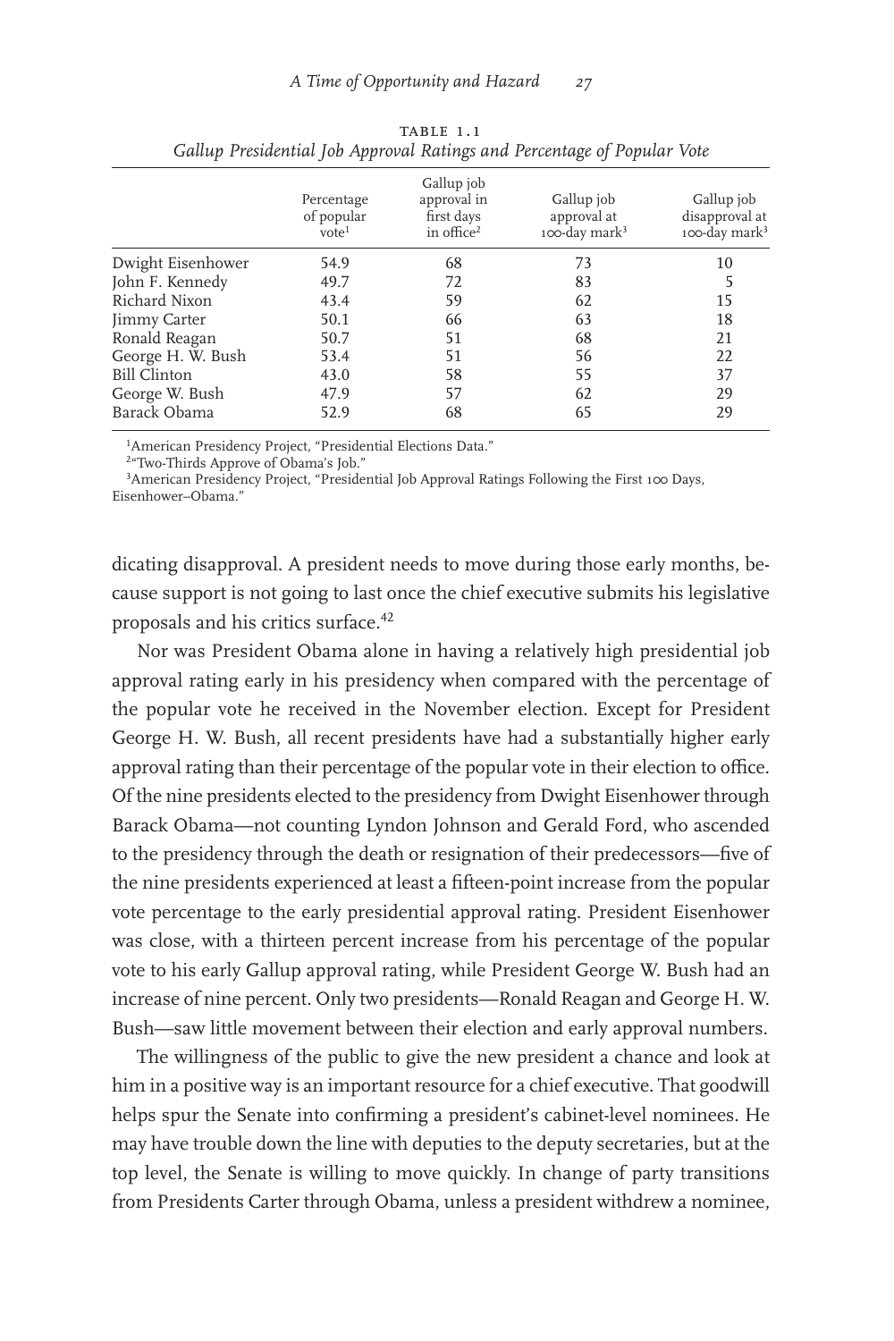TABLE 1.1

*Gallup Presidential Job Approval Ratings and Percentage of Popular Vote*

| | Percentage of popular vote[1] | Gallup job approval in first days in office[2] | Gallup job approval at 100-day mark[3] | Gallup job disapproval at 100-day mark[3] |
|---|---|---|---|---|
| Dwight Eisenhower | 54.9 | 68 | 73 | 10 |
| John F. Kennedy | 49.7 | 72 | 83 | 5 |
| Richard Nixon | 43.4 | 59 | 62 | 15 |
| Jimmy Carter | 50.1 | 66 | 63 | 18 |
| Ronald Reagan | 50.7 | 51 | 68 | 21 |
| George H. W. Bush | 53.4 | 51 | 56 | 22 |
| Bill Clinton | 43.0 | 58 | 55 | 37 |
| George W. Bush | 47.9 | 57 | 62 | 29 |
| Barack Obama | 52.9 | 68 | 65 | 29 |

[1]American Presidency Project, "Presidential Elections Data."

[2]"Two-Thirds Approve of Obama's Job."

[3]American Presidency Project, "Presidential Job Approval Ratings Following the First 100 Days, Eisenhower–Obama."

dicating disapproval. A president needs to move during those early months, because support is not going to last once the chief executive submits his legislative proposals and his critics surface.[42]

Nor was President Obama alone in having a relatively high presidential job approval rating early in his presidency when compared with the percentage of the popular vote he received in the November election. Except for President George H. W. Bush, all recent presidents have had a substantially higher early approval rating than their percentage of the popular vote in their election to office. Of the nine presidents elected to the presidency from Dwight Eisenhower through Barack Obama—not counting Lyndon Johnson and Gerald Ford, who ascended to the presidency through the death or resignation of their predecessors—five of the nine presidents experienced at least a fifteen-point increase from the popular vote percentage to the early presidential approval rating. President Eisenhower was close, with a thirteen percent increase from his percentage of the popular vote to his early Gallup approval rating, while President George W. Bush had an increase of nine percent. Only two presidents—Ronald Reagan and George H. W. Bush—saw little movement between their election and early approval numbers.

The willingness of the public to give the new president a chance and look at him in a positive way is an important resource for a chief executive. That goodwill helps spur the Senate into confirming a president's cabinet-level nominees. He may have trouble down the line with deputies to the deputy secretaries, but at the top level, the Senate is willing to move quickly. In change of party transitions from Presidents Carter through Obama, unless a president withdrew a nominee,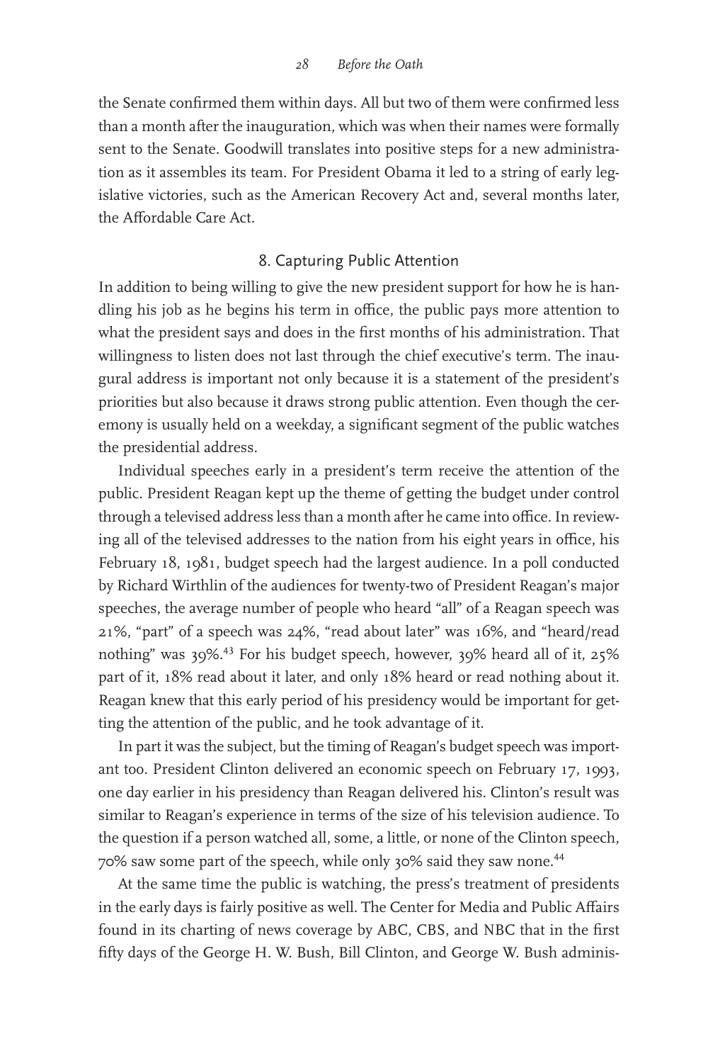the Senate confirmed them within days. All but two of them were confirmed less than a month after the inauguration, which was when their names were formally sent to the Senate. Goodwill translates into positive steps for a new administration as it assembles its team. For President Obama it led to a string of early legislative victories, such as the American Recovery Act and, several months later, the Affordable Care Act.

## 8. Capturing Public Attention

In addition to being willing to give the new president support for how he is handling his job as he begins his term in office, the public pays more attention to what the president says and does in the first months of his administration. That willingness to listen does not last through the chief executive's term. The inaugural address is important not only because it is a statement of the president's priorities but also because it draws strong public attention. Even though the ceremony is usually held on a weekday, a significant segment of the public watches the presidential address.

Individual speeches early in a president's term receive the attention of the public. President Reagan kept up the theme of getting the budget under control through a televised address less than a month after he came into office. In reviewing all of the televised addresses to the nation from his eight years in office, his February 18, 1981, budget speech had the largest audience. In a poll conducted by Richard Wirthlin of the audiences for twenty-two of President Reagan's major speeches, the average number of people who heard "all" of a Reagan speech was 21%, "part" of a speech was 24%, "read about later" was 16%, and "heard/read nothing" was 39%.[43] For his budget speech, however, 39% heard all of it, 25% part of it, 18% read about it later, and only 18% heard or read nothing about it. Reagan knew that this early period of his presidency would be important for getting the attention of the public, and he took advantage of it.

In part it was the subject, but the timing of Reagan's budget speech was important too. President Clinton delivered an economic speech on February 17, 1993, one day earlier in his presidency than Reagan delivered his. Clinton's result was similar to Reagan's experience in terms of the size of his television audience. To the question if a person watched all, some, a little, or none of the Clinton speech, 70% saw some part of the speech, while only 30% said they saw none.[44]

At the same time the public is watching, the press's treatment of presidents in the early days is fairly positive as well. The Center for Media and Public Affairs found in its charting of news coverage by ABC, CBS, and NBC that in the first fifty days of the George H. W. Bush, Bill Clinton, and George W. Bush adminis-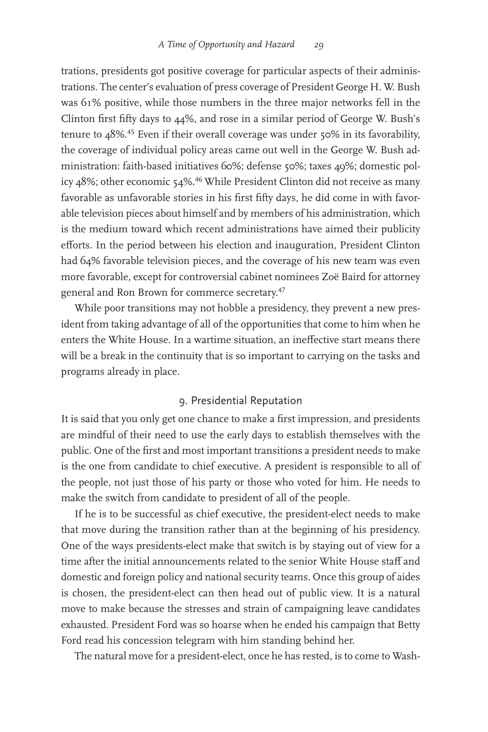trations, presidents got positive coverage for particular aspects of their administrations. The center's evaluation of press coverage of President George H. W. Bush was 61% positive, while those numbers in the three major networks fell in the Clinton first fifty days to 44%, and rose in a similar period of George W. Bush's tenure to 48%.[45] Even if their overall coverage was under 50% in its favorability, the coverage of individual policy areas came out well in the George W. Bush administration: faith-based initiatives 60%; defense 50%; taxes 49%; domestic policy 48%; other economic 54%.[46] While President Clinton did not receive as many favorable as unfavorable stories in his first fifty days, he did come in with favorable television pieces about himself and by members of his administration, which is the medium toward which recent administrations have aimed their publicity efforts. In the period between his election and inauguration, President Clinton had 64% favorable television pieces, and the coverage of his new team was even more favorable, except for controversial cabinet nominees Zoë Baird for attorney general and Ron Brown for commerce secretary.[47]

While poor transitions may not hobble a presidency, they prevent a new president from taking advantage of all of the opportunities that come to him when he enters the White House. In a wartime situation, an ineffective start means there will be a break in the continuity that is so important to carrying on the tasks and programs already in place.

## 9. Presidential Reputation

It is said that you only get one chance to make a first impression, and presidents are mindful of their need to use the early days to establish themselves with the public. One of the first and most important transitions a president needs to make is the one from candidate to chief executive. A president is responsible to all of the people, not just those of his party or those who voted for him. He needs to make the switch from candidate to president of all of the people.

If he is to be successful as chief executive, the president-elect needs to make that move during the transition rather than at the beginning of his presidency. One of the ways presidents-elect make that switch is by staying out of view for a time after the initial announcements related to the senior White House staff and domestic and foreign policy and national security teams. Once this group of aides is chosen, the president-elect can then head out of public view. It is a natural move to make because the stresses and strain of campaigning leave candidates exhausted. President Ford was so hoarse when he ended his campaign that Betty Ford read his concession telegram with him standing behind her.

The natural move for a president-elect, once he has rested, is to come to Wash-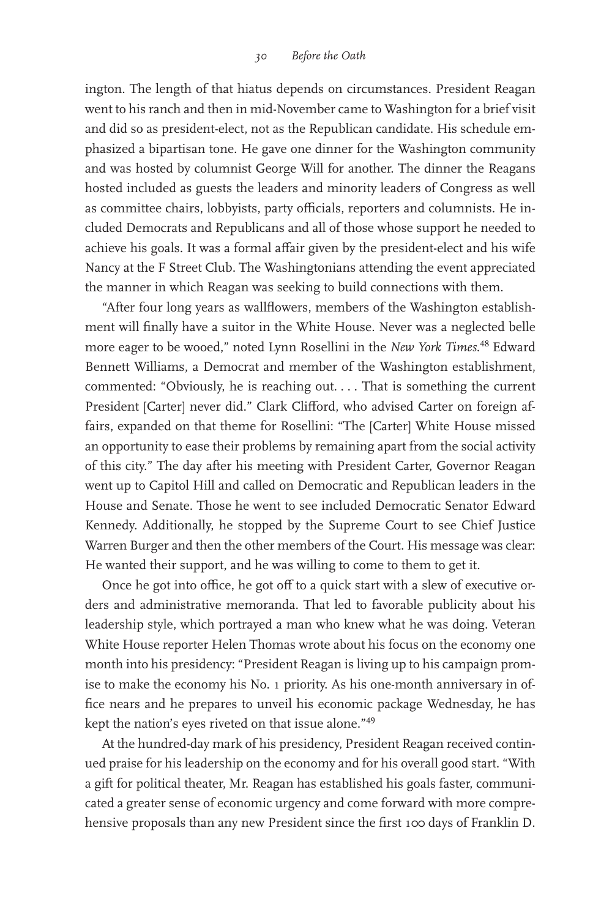ington. The length of that hiatus depends on circumstances. President Reagan went to his ranch and then in mid-November came to Washington for a brief visit and did so as president-elect, not as the Republican candidate. His schedule emphasized a bipartisan tone. He gave one dinner for the Washington community and was hosted by columnist George Will for another. The dinner the Reagans hosted included as guests the leaders and minority leaders of Congress as well as committee chairs, lobbyists, party officials, reporters and columnists. He included Democrats and Republicans and all of those whose support he needed to achieve his goals. It was a formal affair given by the president-elect and his wife Nancy at the F Street Club. The Washingtonians attending the event appreciated the manner in which Reagan was seeking to build connections with them.

"After four long years as wallflowers, members of the Washington establishment will finally have a suitor in the White House. Never was a neglected belle more eager to be wooed," noted Lynn Rosellini in the *New York Times*.[48] Edward Bennett Williams, a Democrat and member of the Washington establishment, commented: "Obviously, he is reaching out. . . . That is something the current President [Carter] never did." Clark Clifford, who advised Carter on foreign affairs, expanded on that theme for Rosellini: "The [Carter] White House missed an opportunity to ease their problems by remaining apart from the social activity of this city." The day after his meeting with President Carter, Governor Reagan went up to Capitol Hill and called on Democratic and Republican leaders in the House and Senate. Those he went to see included Democratic Senator Edward Kennedy. Additionally, he stopped by the Supreme Court to see Chief Justice Warren Burger and then the other members of the Court. His message was clear: He wanted their support, and he was willing to come to them to get it.

Once he got into office, he got off to a quick start with a slew of executive orders and administrative memoranda. That led to favorable publicity about his leadership style, which portrayed a man who knew what he was doing. Veteran White House reporter Helen Thomas wrote about his focus on the economy one month into his presidency: "President Reagan is living up to his campaign promise to make the economy his No. 1 priority. As his one-month anniversary in office nears and he prepares to unveil his economic package Wednesday, he has kept the nation's eyes riveted on that issue alone."[49]

At the hundred-day mark of his presidency, President Reagan received continued praise for his leadership on the economy and for his overall good start. "With a gift for political theater, Mr. Reagan has established his goals faster, communicated a greater sense of economic urgency and come forward with more comprehensive proposals than any new President since the first 100 days of Franklin D.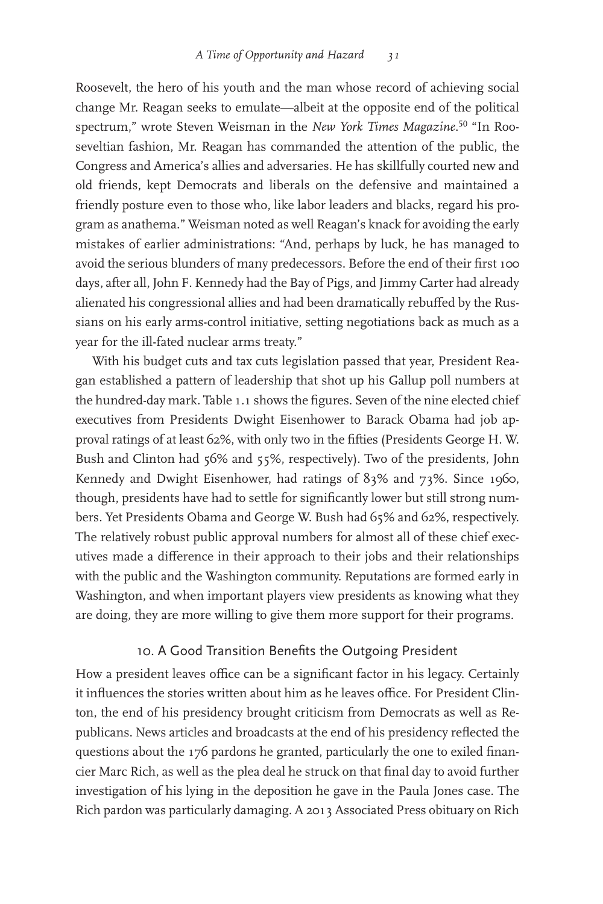Roosevelt, the hero of his youth and the man whose record of achieving social change Mr. Reagan seeks to emulate—albeit at the opposite end of the political spectrum," wrote Steven Weisman in the *New York Times Magazine*.[50] "In Rooseveltian fashion, Mr. Reagan has commanded the attention of the public, the Congress and America's allies and adversaries. He has skillfully courted new and old friends, kept Democrats and liberals on the defensive and maintained a friendly posture even to those who, like labor leaders and blacks, regard his program as anathema." Weisman noted as well Reagan's knack for avoiding the early mistakes of earlier administrations: "And, perhaps by luck, he has managed to avoid the serious blunders of many predecessors. Before the end of their first 100 days, after all, John F. Kennedy had the Bay of Pigs, and Jimmy Carter had already alienated his congressional allies and had been dramatically rebuffed by the Russians on his early arms-control initiative, setting negotiations back as much as a year for the ill-fated nuclear arms treaty."

With his budget cuts and tax cuts legislation passed that year, President Reagan established a pattern of leadership that shot up his Gallup poll numbers at the hundred-day mark. Table 1.1 shows the figures. Seven of the nine elected chief executives from Presidents Dwight Eisenhower to Barack Obama had job approval ratings of at least 62%, with only two in the fifties (Presidents George H. W. Bush and Clinton had 56% and 55%, respectively). Two of the presidents, John Kennedy and Dwight Eisenhower, had ratings of 83% and 73%. Since 1960, though, presidents have had to settle for significantly lower but still strong numbers. Yet Presidents Obama and George W. Bush had 65% and 62%, respectively. The relatively robust public approval numbers for almost all of these chief executives made a difference in their approach to their jobs and their relationships with the public and the Washington community. Reputations are formed early in Washington, and when important players view presidents as knowing what they are doing, they are more willing to give them more support for their programs.

### 10. A Good Transition Benefits the Outgoing President

How a president leaves office can be a significant factor in his legacy. Certainly it influences the stories written about him as he leaves office. For President Clinton, the end of his presidency brought criticism from Democrats as well as Republicans. News articles and broadcasts at the end of his presidency reflected the questions about the 176 pardons he granted, particularly the one to exiled financier Marc Rich, as well as the plea deal he struck on that final day to avoid further investigation of his lying in the deposition he gave in the Paula Jones case. The Rich pardon was particularly damaging. A 2013 Associated Press obituary on Rich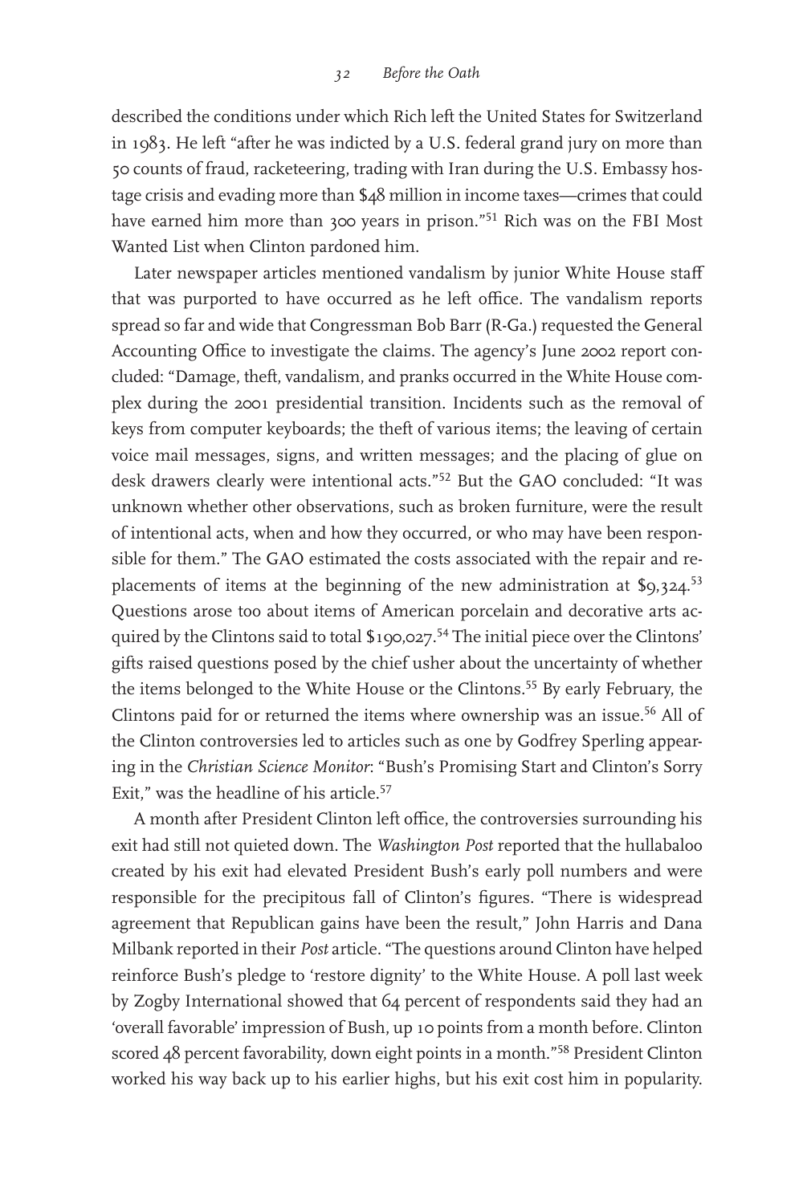described the conditions under which Rich left the United States for Switzerland in 1983. He left "after he was indicted by a U.S. federal grand jury on more than 50 counts of fraud, racketeering, trading with Iran during the U.S. Embassy hostage crisis and evading more than $48 million in income taxes—crimes that could have earned him more than 300 years in prison."[51] Rich was on the FBI Most Wanted List when Clinton pardoned him.

Later newspaper articles mentioned vandalism by junior White House staff that was purported to have occurred as he left office. The vandalism reports spread so far and wide that Congressman Bob Barr (R-Ga.) requested the General Accounting Office to investigate the claims. The agency's June 2002 report concluded: "Damage, theft, vandalism, and pranks occurred in the White House complex during the 2001 presidential transition. Incidents such as the removal of keys from computer keyboards; the theft of various items; the leaving of certain voice mail messages, signs, and written messages; and the placing of glue on desk drawers clearly were intentional acts."[52] But the GAO concluded: "It was unknown whether other observations, such as broken furniture, were the result of intentional acts, when and how they occurred, or who may have been responsible for them." The GAO estimated the costs associated with the repair and replacements of items at the beginning of the new administration at $9,324.[53] Questions arose too about items of American porcelain and decorative arts acquired by the Clintons said to total $190,027.[54] The initial piece over the Clintons' gifts raised questions posed by the chief usher about the uncertainty of whether the items belonged to the White House or the Clintons.[55] By early February, the Clintons paid for or returned the items where ownership was an issue.[56] All of the Clinton controversies led to articles such as one by Godfrey Sperling appearing in the *Christian Science Monitor*: "Bush's Promising Start and Clinton's Sorry Exit," was the headline of his article.[57]

A month after President Clinton left office, the controversies surrounding his exit had still not quieted down. The *Washington Post* reported that the hullabaloo created by his exit had elevated President Bush's early poll numbers and were responsible for the precipitous fall of Clinton's figures. "There is widespread agreement that Republican gains have been the result," John Harris and Dana Milbank reported in their *Post* article. "The questions around Clinton have helped reinforce Bush's pledge to 'restore dignity' to the White House. A poll last week by Zogby International showed that 64 percent of respondents said they had an 'overall favorable' impression of Bush, up 10 points from a month before. Clinton scored 48 percent favorability, down eight points in a month."[58] President Clinton worked his way back up to his earlier highs, but his exit cost him in popularity.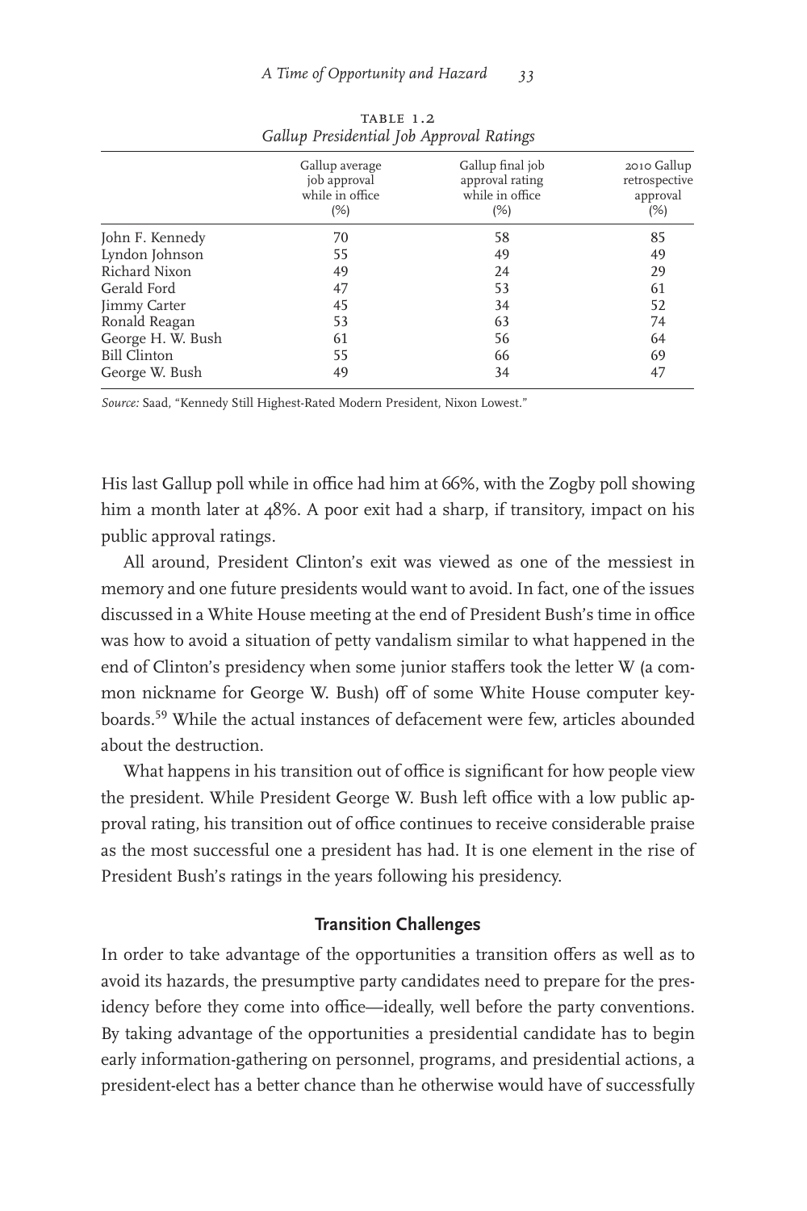TABLE 1.2
*Gallup Presidential Job Approval Ratings*

| | Gallup average job approval while in office (%) | Gallup final job approval rating while in office (%) | 2010 Gallup retrospective approval (%) |
|---|---|---|---|
| John F. Kennedy | 70 | 58 | 85 |
| Lyndon Johnson | 55 | 49 | 49 |
| Richard Nixon | 49 | 24 | 29 |
| Gerald Ford | 47 | 53 | 61 |
| Jimmy Carter | 45 | 34 | 52 |
| Ronald Reagan | 53 | 63 | 74 |
| George H. W. Bush | 61 | 56 | 64 |
| Bill Clinton | 55 | 66 | 69 |
| George W. Bush | 49 | 34 | 47 |

*Source:* Saad, "Kennedy Still Highest-Rated Modern President, Nixon Lowest."

His last Gallup poll while in office had him at 66%, with the Zogby poll showing him a month later at 48%. A poor exit had a sharp, if transitory, impact on his public approval ratings.

All around, President Clinton's exit was viewed as one of the messiest in memory and one future presidents would want to avoid. In fact, one of the issues discussed in a White House meeting at the end of President Bush's time in office was how to avoid a situation of petty vandalism similar to what happened in the end of Clinton's presidency when some junior staffers took the letter W (a common nickname for George W. Bush) off of some White House computer keyboards.[59] While the actual instances of defacement were few, articles abounded about the destruction.

What happens in his transition out of office is significant for how people view the president. While President George W. Bush left office with a low public approval rating, his transition out of office continues to receive considerable praise as the most successful one a president has had. It is one element in the rise of President Bush's ratings in the years following his presidency.

### Transition Challenges

In order to take advantage of the opportunities a transition offers as well as to avoid its hazards, the presumptive party candidates need to prepare for the presidency before they come into office—ideally, well before the party conventions. By taking advantage of the opportunities a presidential candidate has to begin early information-gathering on personnel, programs, and presidential actions, a president-elect has a better chance than he otherwise would have of successfully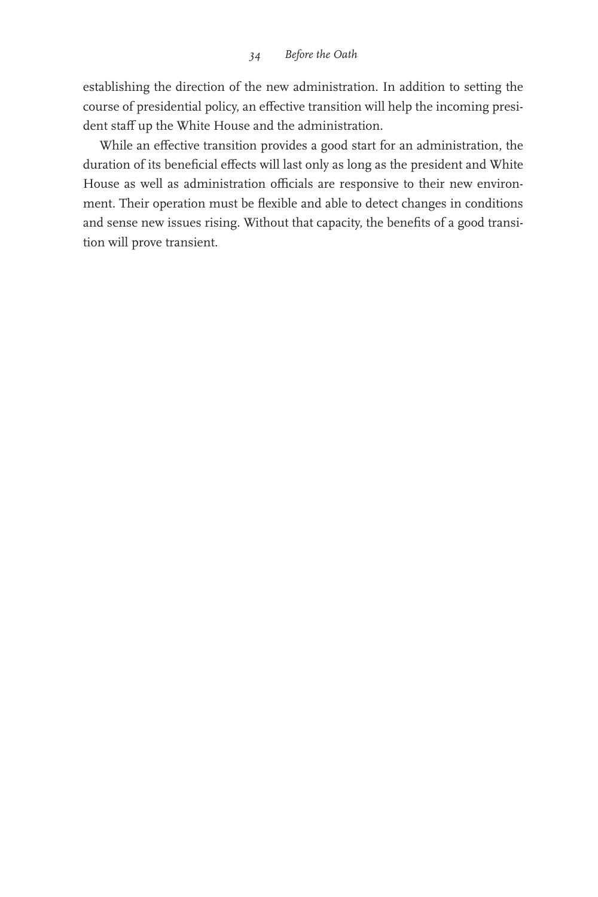establishing the direction of the new administration. In addition to setting the course of presidential policy, an effective transition will help the incoming president staff up the White House and the administration.

While an effective transition provides a good start for an administration, the duration of its beneficial effects will last only as long as the president and White House as well as administration officials are responsive to their new environment. Their operation must be flexible and able to detect changes in conditions and sense new issues rising. Without that capacity, the benefits of a good transition will prove transient.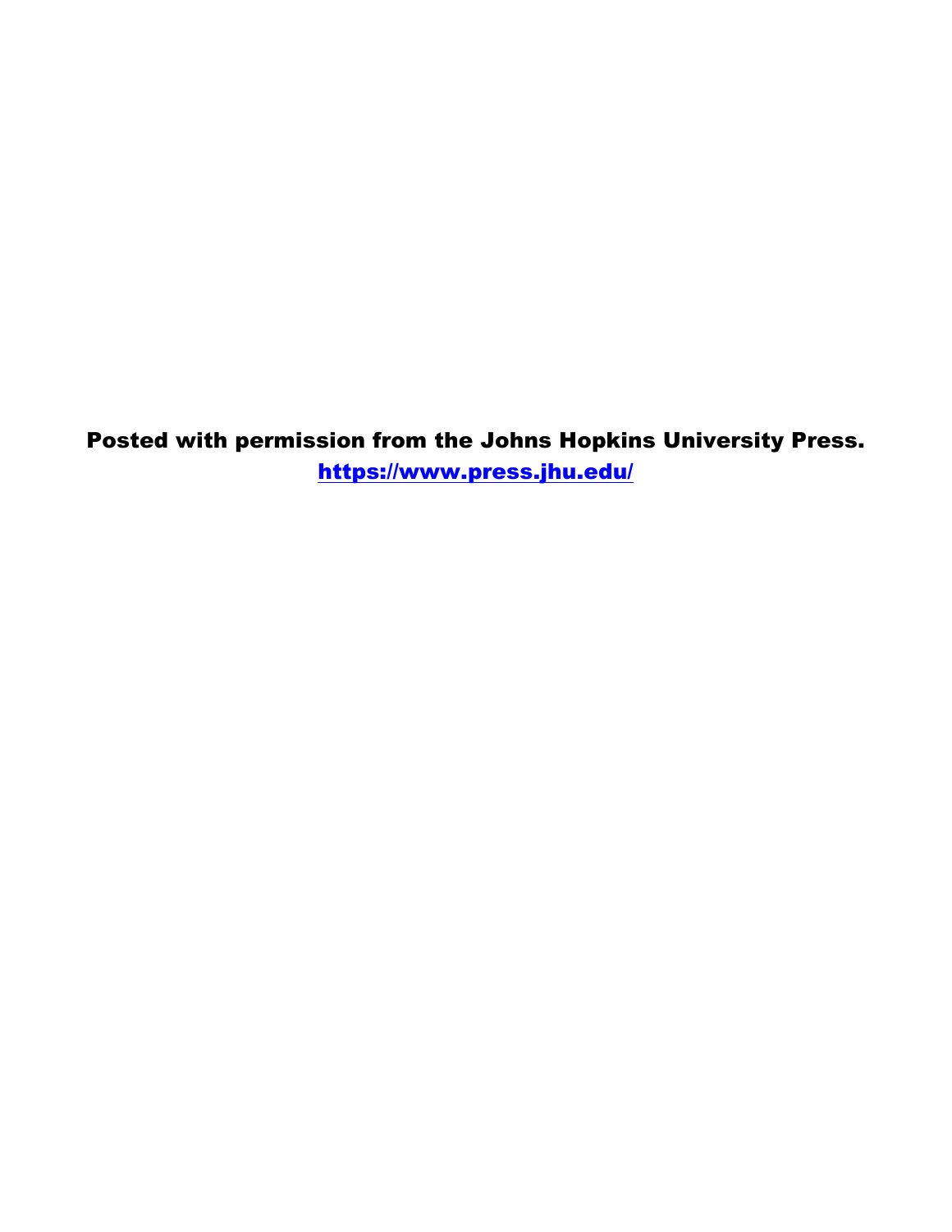**Posted with permission from the Johns Hopkins University Press.**
**https://www.press.jhu.edu/**